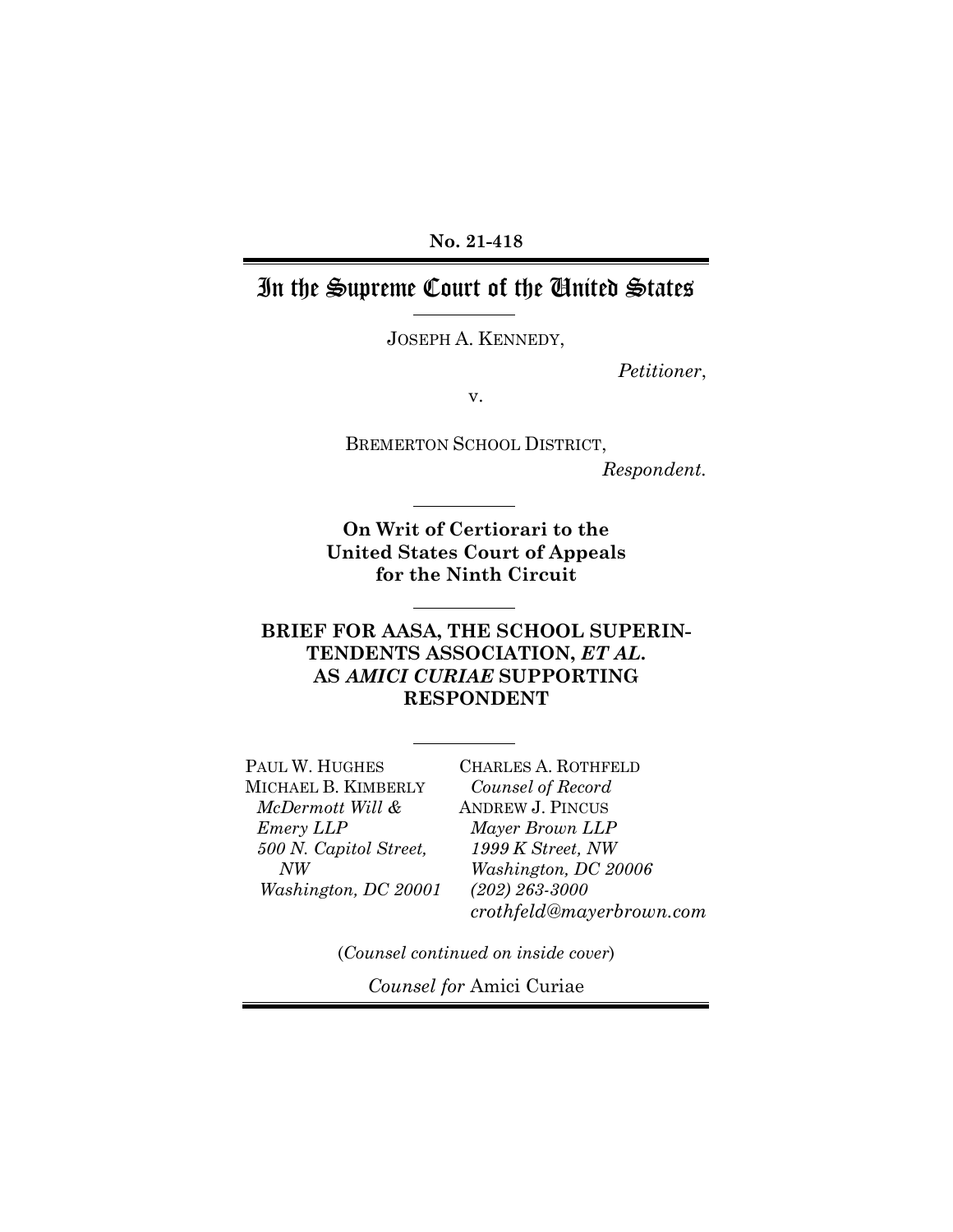**No. 21-418**

# In the Supreme Court of the United States

JOSEPH A. KENNEDY,

*Petitioner*,

v.

BREMERTON SCHOOL DISTRICT,

*Respondent*.

**On Writ of Certiorari to the United States Court of Appeals for the Ninth Circuit**

**BRIEF FOR AASA, THE SCHOOL SUPERINTENDENTS ASSOCIATION, *ET AL.* AS *AMICI CURIAE* SUPPORTING RESPONDENT**

PAUL W. HUGHES
MICHAEL B. KIMBERLY
*McDermott Will & Emery LLP*
*500 N. Capitol Street, NW*
*Washington, DC 20001*

CHARLES A. ROTHFELD
*Counsel of Record*
ANDREW J. PINCUS
*Mayer Brown LLP*
*1999 K Street, NW*
*Washington, DC 20006*
*(202) 263-3000*
*crothfeld@mayerbrown.com*

(*Counsel continued on inside cover*)

*Counsel for* Amici Curiae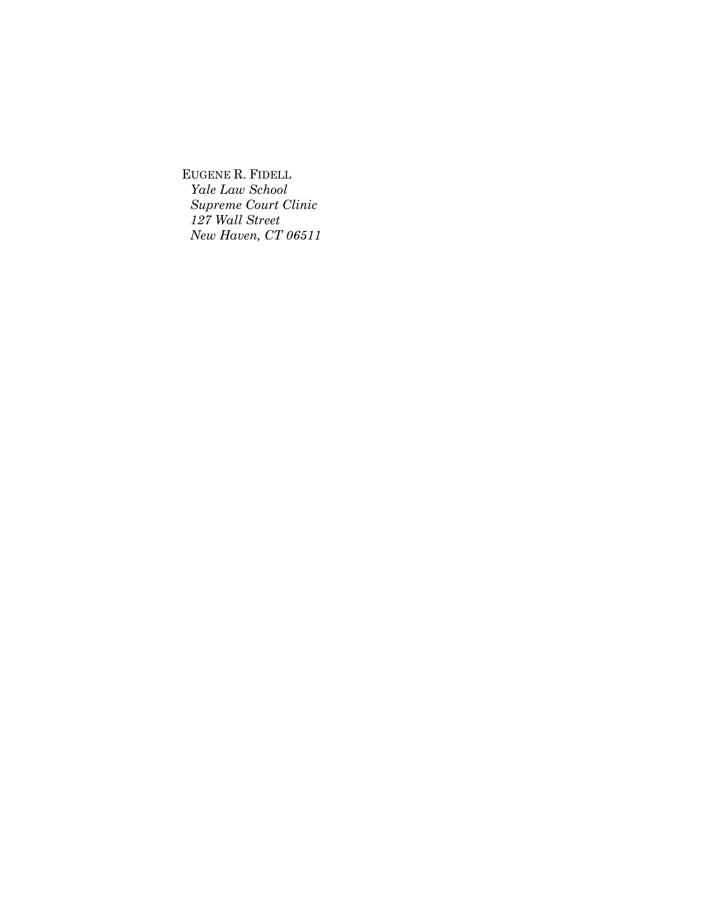EUGENE R. FIDELL
*Yale Law School*
*Supreme Court Clinic*
*127 Wall Street*
*New Haven, CT 06511*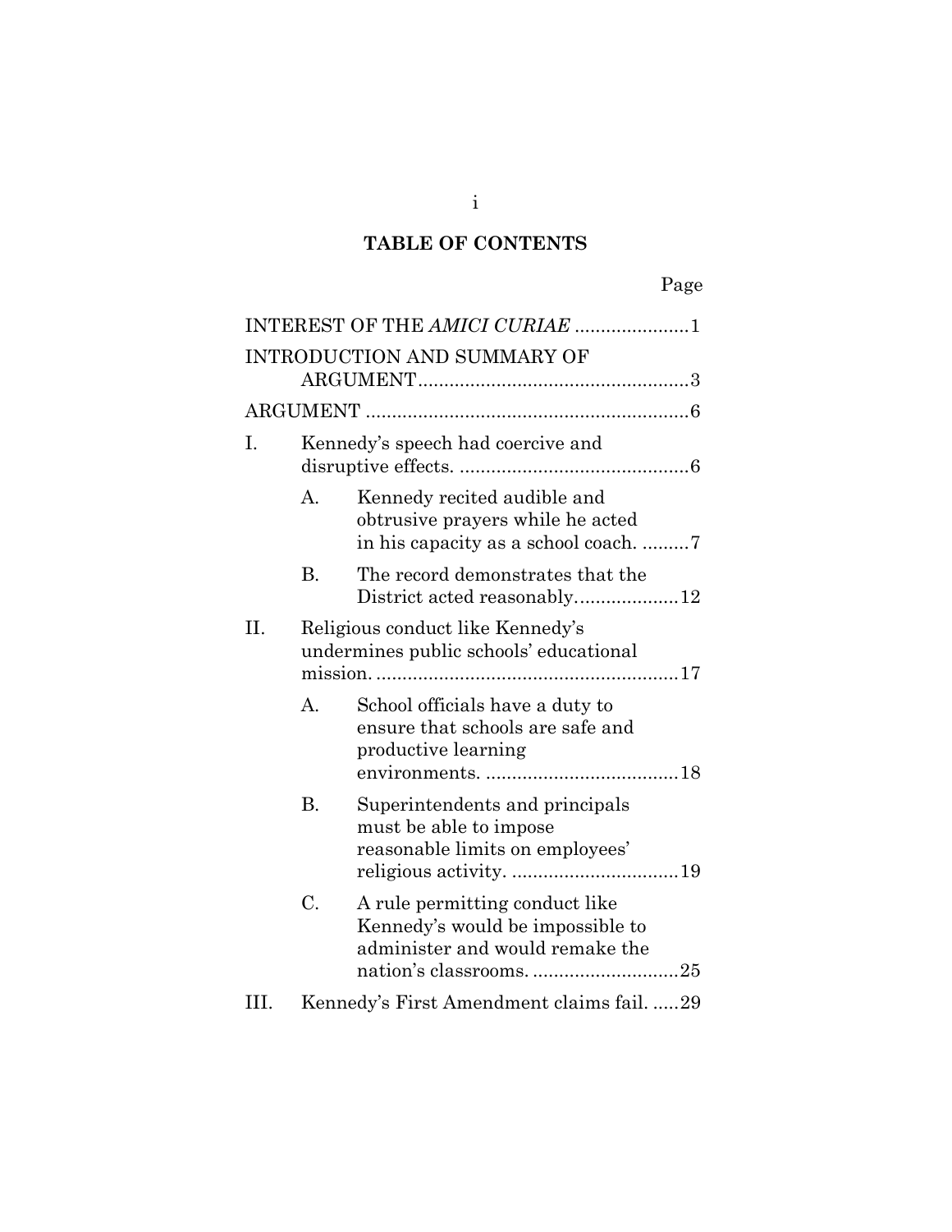## TABLE OF CONTENTS

Page

INTEREST OF THE *AMICI CURIAE* ......................1

INTRODUCTION AND SUMMARY OF ARGUMENT....................................................3

ARGUMENT ..............................................................6

I. Kennedy's speech had coercive and disruptive effects. ............................................6

  A. Kennedy recited audible and obtrusive prayers while he acted in his capacity as a school coach. .........7

  B. The record demonstrates that the District acted reasonably....................12

II. Religious conduct like Kennedy's undermines public schools' educational mission. ..........................................................17

  A. School officials have a duty to ensure that schools are safe and productive learning environments. .....................................18

  B. Superintendents and principals must be able to impose reasonable limits on employees' religious activity. ................................19

  C. A rule permitting conduct like Kennedy's would be impossible to administer and would remake the nation's classrooms. ............................25

III. Kennedy's First Amendment claims fail. .....29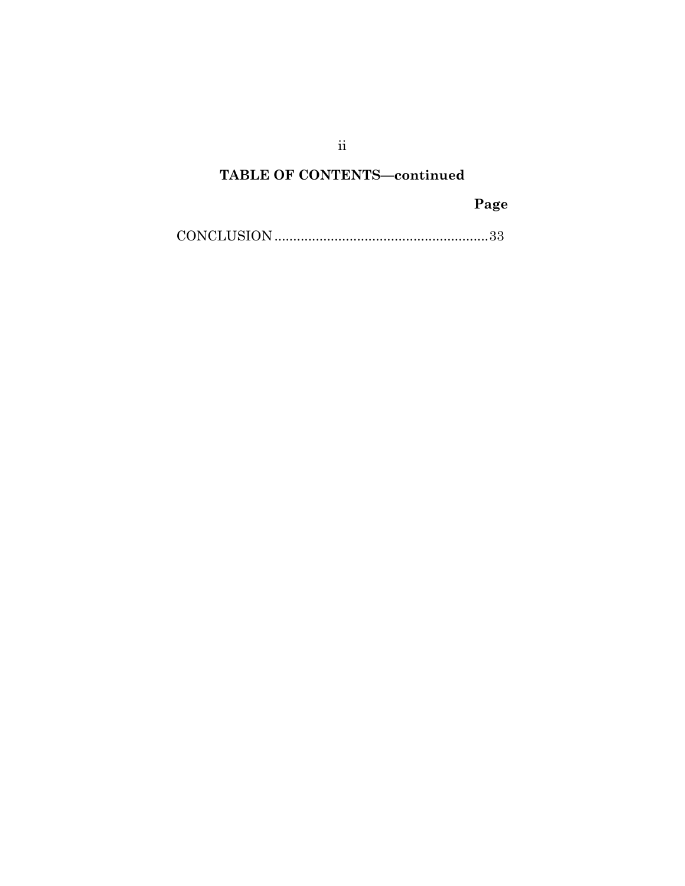## TABLE OF CONTENTS—continued

| | Page |
|---|---|
| CONCLUSION | 33 |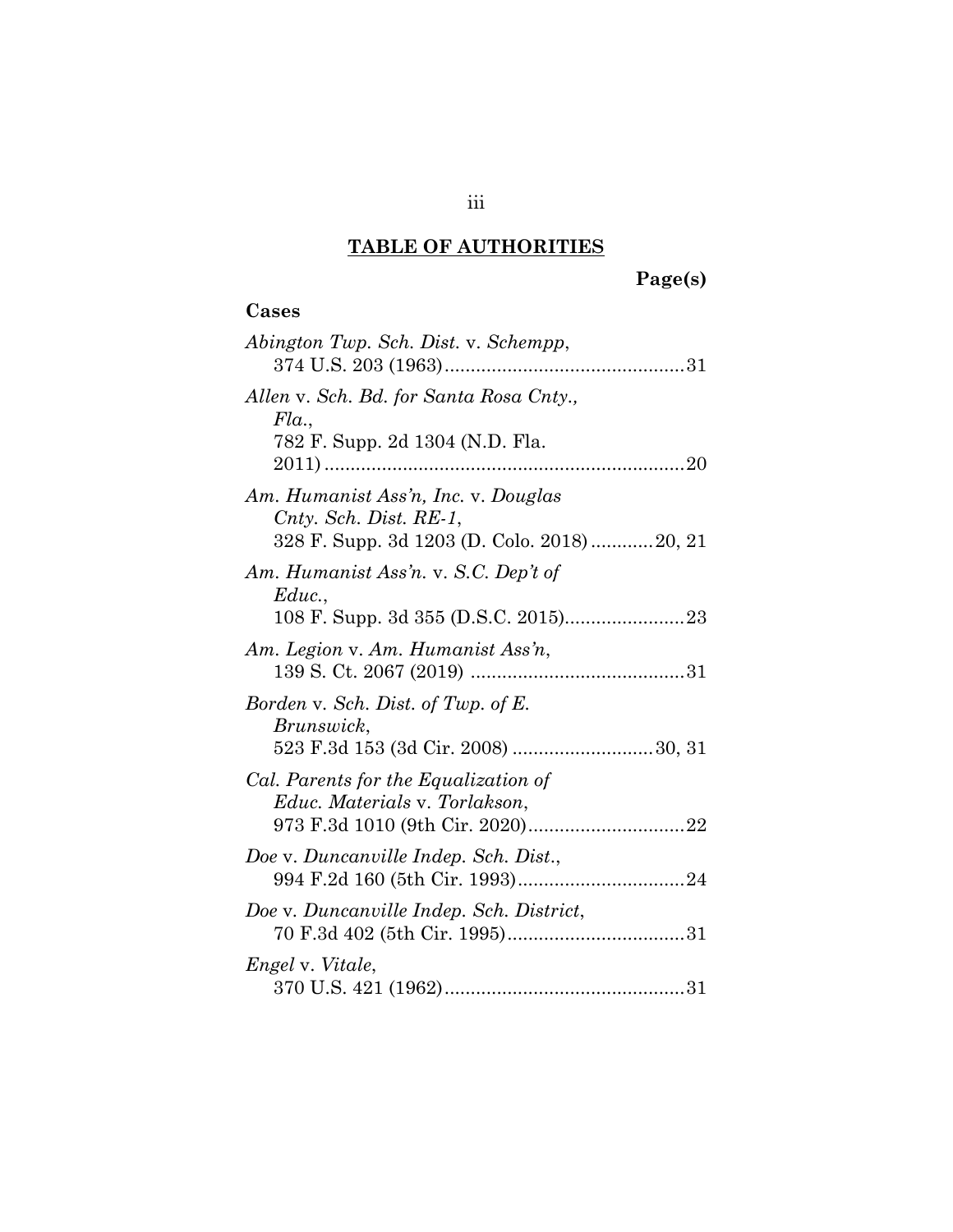## TABLE OF AUTHORITIES

**Page(s)**

### Cases

*Abington Twp. Sch. Dist.* v. *Schempp*, 374 U.S. 203 (1963) .......... 31

*Allen* v. *Sch. Bd. for Santa Rosa Cnty., Fla.*, 782 F. Supp. 2d 1304 (N.D. Fla. 2011) .......... 20

*Am. Humanist Ass'n, Inc.* v. *Douglas Cnty. Sch. Dist. RE-1*, 328 F. Supp. 3d 1203 (D. Colo. 2018) .......... 20, 21

*Am. Humanist Ass'n.* v. *S.C. Dep't of Educ.*, 108 F. Supp. 3d 355 (D.S.C. 2015) .......... 23

*Am. Legion* v. *Am. Humanist Ass'n*, 139 S. Ct. 2067 (2019) .......... 31

*Borden* v. *Sch. Dist. of Twp. of E. Brunswick*, 523 F.3d 153 (3d Cir. 2008) .......... 30, 31

*Cal. Parents for the Equalization of Educ. Materials* v. *Torlakson*, 973 F.3d 1010 (9th Cir. 2020) .......... 22

*Doe* v. *Duncanville Indep. Sch. Dist.*, 994 F.2d 160 (5th Cir. 1993) .......... 24

*Doe* v. *Duncanville Indep. Sch. District*, 70 F.3d 402 (5th Cir. 1995) .......... 31

*Engel* v. *Vitale*, 370 U.S. 421 (1962) .......... 31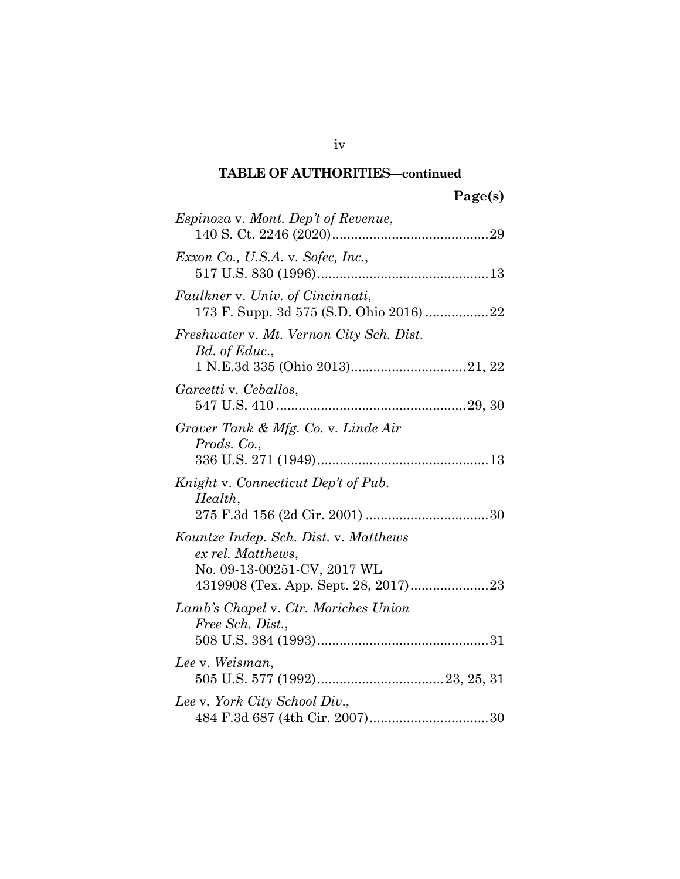**TABLE OF AUTHORITIES—continued**

**Page(s)**

*Espinoza* v. *Mont. Dep't of Revenue*,
140 S. Ct. 2246 (2020)..........................................29

*Exxon Co., U.S.A.* v. *Sofec, Inc.*,
517 U.S. 830 (1996).............................................13

*Faulkner* v. *Univ. of Cincinnati*,
173 F. Supp. 3d 575 (S.D. Ohio 2016) ................22

*Freshwater* v. *Mt. Vernon City Sch. Dist. Bd. of Educ.*,
1 N.E.3d 335 (Ohio 2013)...............................21, 22

*Garcetti* v. *Ceballos*,
547 U.S. 410 ..................................................29, 30

*Graver Tank & Mfg. Co.* v. *Linde Air Prods. Co.*,
336 U.S. 271 (1949).............................................13

*Knight* v. *Connecticut Dep't of Pub. Health*,
275 F.3d 156 (2d Cir. 2001) ................................30

*Kountze Indep. Sch. Dist.* v. *Matthews ex rel. Matthews*,
No. 09-13-00251-CV, 2017 WL 4319908 (Tex. App. Sept. 28, 2017)....................23

*Lamb's Chapel* v. *Ctr. Moriches Union Free Sch. Dist.*,
508 U.S. 384 (1993).............................................31

*Lee* v. *Weisman*,
505 U.S. 577 (1992).................................23, 25, 31

*Lee* v. *York City School Div.*,
484 F.3d 687 (4th Cir. 2007)................................30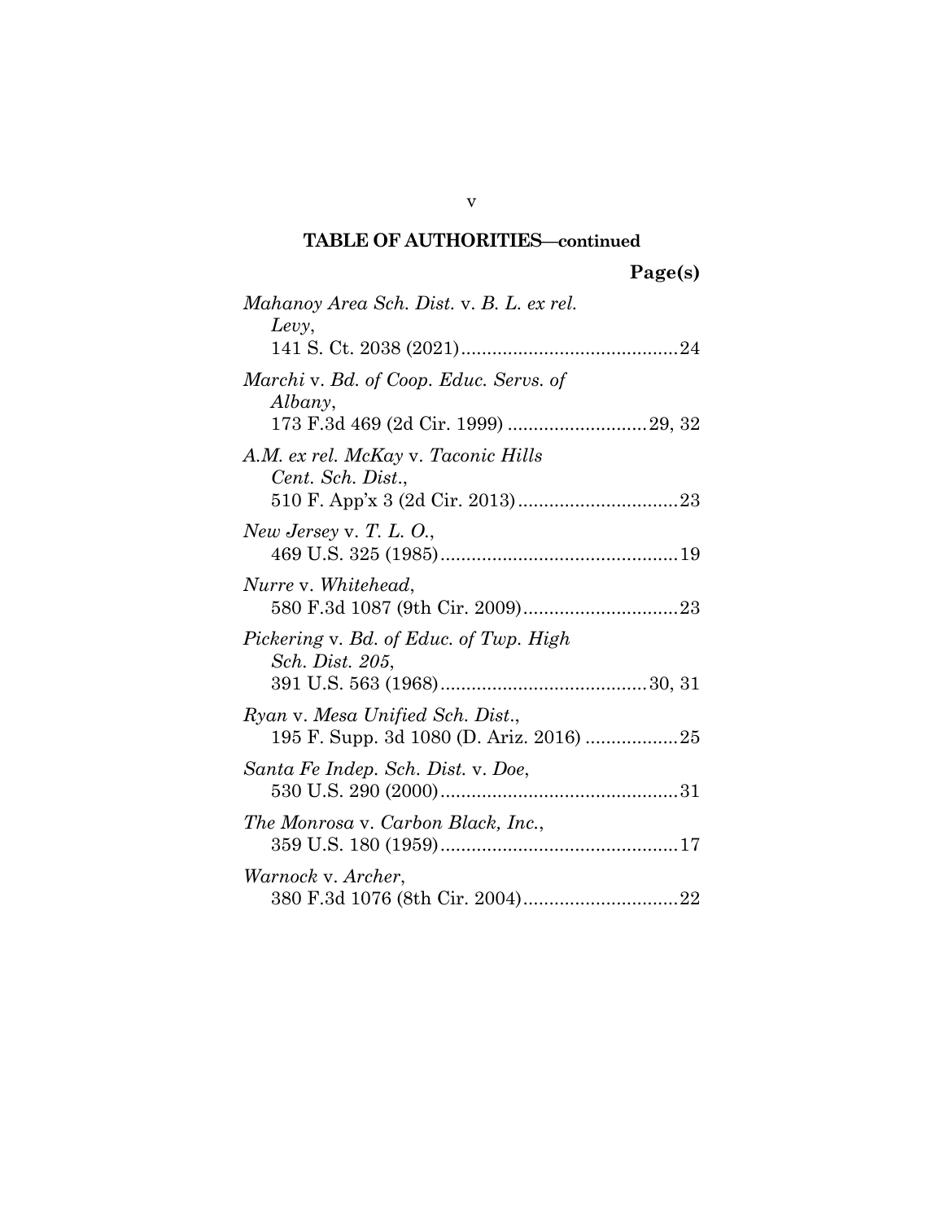## TABLE OF AUTHORITIES—continued

**Page(s)**

*Mahanoy Area Sch. Dist.* v. *B. L. ex rel. Levy*,
141 S. Ct. 2038 (2021) .......................................... 24

*Marchi* v. *Bd. of Coop. Educ. Servs. of Albany*,
173 F.3d 469 (2d Cir. 1999) ........................... 29, 32

*A.M. ex rel. McKay* v. *Taconic Hills Cent. Sch. Dist.*,
510 F. App'x 3 (2d Cir. 2013) ............................... 23

*New Jersey* v. *T. L. O.*,
469 U.S. 325 (1985) .............................................. 19

*Nurre* v. *Whitehead*,
580 F.3d 1087 (9th Cir. 2009) .............................. 23

*Pickering* v. *Bd. of Educ. of Twp. High Sch. Dist. 205*,
391 U.S. 563 (1968) ........................................ 30, 31

*Ryan* v. *Mesa Unified Sch. Dist.*,
195 F. Supp. 3d 1080 (D. Ariz. 2016) .................. 25

*Santa Fe Indep. Sch. Dist.* v. *Doe*,
530 U.S. 290 (2000) .............................................. 31

*The Monrosa* v. *Carbon Black, Inc.*,
359 U.S. 180 (1959) .............................................. 17

*Warnock* v. *Archer*,
380 F.3d 1076 (8th Cir. 2004) .............................. 22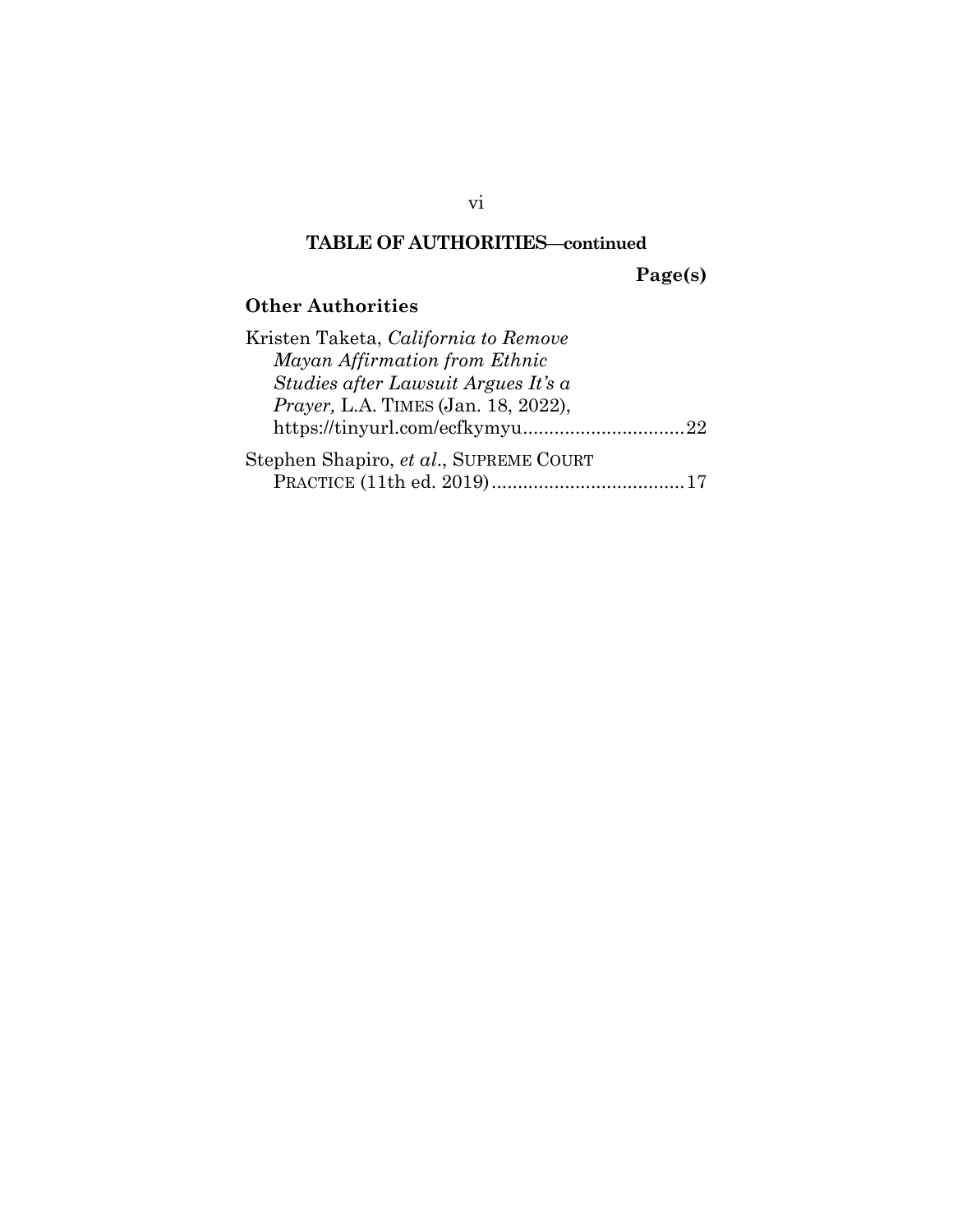**TABLE OF AUTHORITIES—continued**

**Page(s)**

### Other Authorities

Kristen Taketa, *California to Remove Mayan Affirmation from Ethnic Studies after Lawsuit Argues It's a Prayer,* L.A. TIMES (Jan. 18, 2022), https://tinyurl.com/ecfkymyu ............................... 22

Stephen Shapiro, *et al.*, SUPREME COURT PRACTICE (11th ed. 2019) ..................................... 17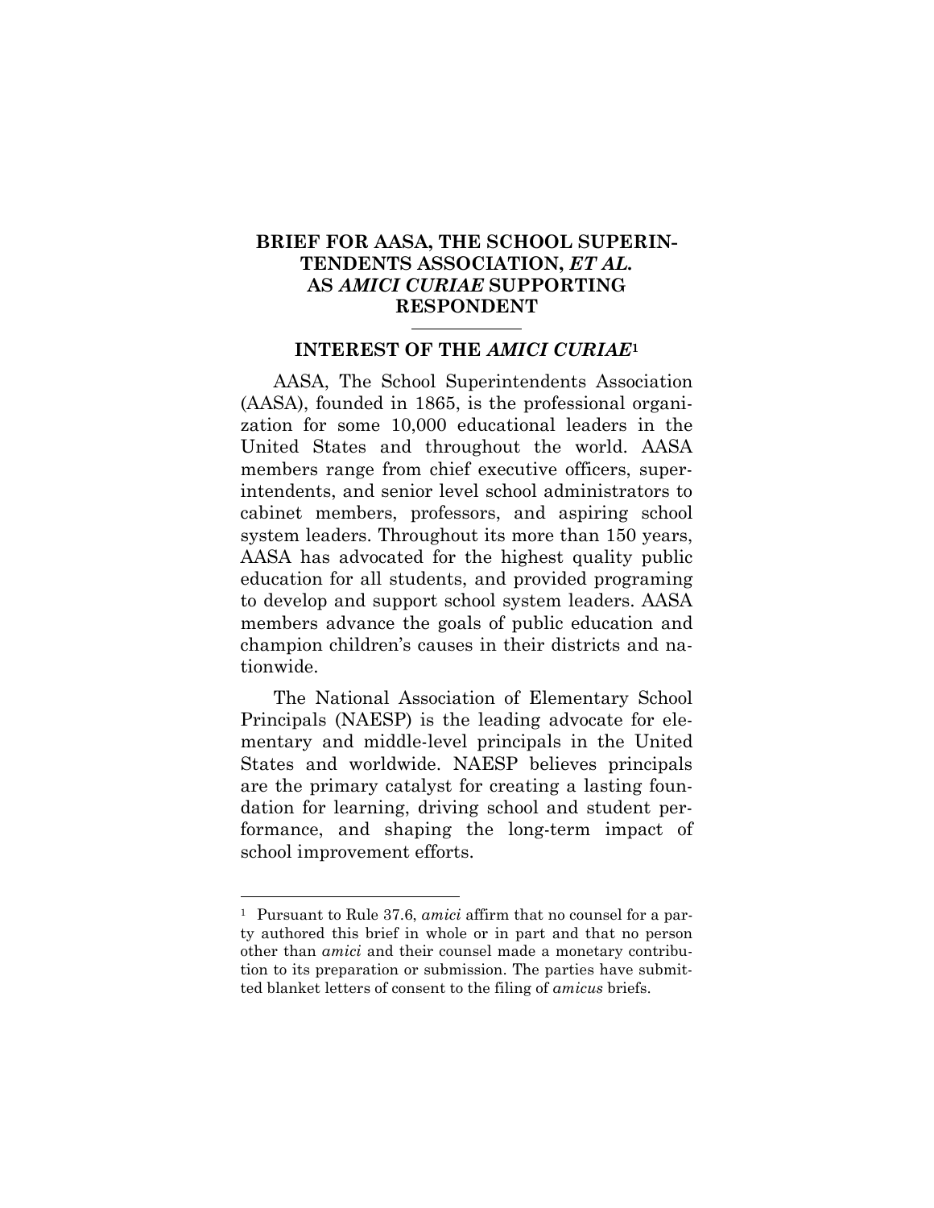## BRIEF FOR AASA, THE SCHOOL SUPERINTENDENTS ASSOCIATION, *ET AL.* AS *AMICI CURIAE* SUPPORTING RESPONDENT

### INTEREST OF THE *AMICI CURIAE*[1]

AASA, The School Superintendents Association (AASA), founded in 1865, is the professional organization for some 10,000 educational leaders in the United States and throughout the world. AASA members range from chief executive officers, superintendents, and senior level school administrators to cabinet members, professors, and aspiring school system leaders. Throughout its more than 150 years, AASA has advocated for the highest quality public education for all students, and provided programing to develop and support school system leaders. AASA members advance the goals of public education and champion children's causes in their districts and nationwide.

The National Association of Elementary School Principals (NAESP) is the leading advocate for elementary and middle-level principals in the United States and worldwide. NAESP believes principals are the primary catalyst for creating a lasting foundation for learning, driving school and student performance, and shaping the long-term impact of school improvement efforts.

---

[1] Pursuant to Rule 37.6, *amici* affirm that no counsel for a party authored this brief in whole or in part and that no person other than *amici* and their counsel made a monetary contribution to its preparation or submission. The parties have submitted blanket letters of consent to the filing of *amicus* briefs.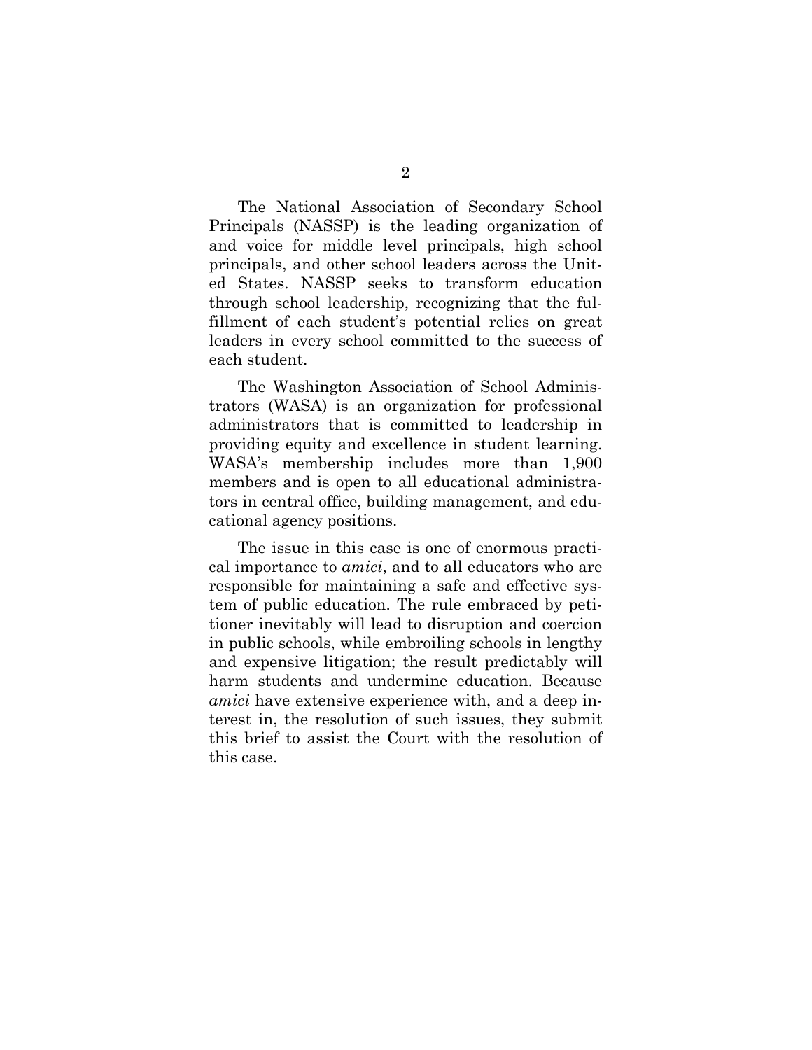The National Association of Secondary School Principals (NASSP) is the leading organization of and voice for middle level principals, high school principals, and other school leaders across the United States. NASSP seeks to transform education through school leadership, recognizing that the fulfillment of each student's potential relies on great leaders in every school committed to the success of each student.

The Washington Association of School Administrators (WASA) is an organization for professional administrators that is committed to leadership in providing equity and excellence in student learning. WASA's membership includes more than 1,900 members and is open to all educational administrators in central office, building management, and educational agency positions.

The issue in this case is one of enormous practical importance to *amici*, and to all educators who are responsible for maintaining a safe and effective system of public education. The rule embraced by petitioner inevitably will lead to disruption and coercion in public schools, while embroiling schools in lengthy and expensive litigation; the result predictably will harm students and undermine education. Because *amici* have extensive experience with, and a deep interest in, the resolution of such issues, they submit this brief to assist the Court with the resolution of this case.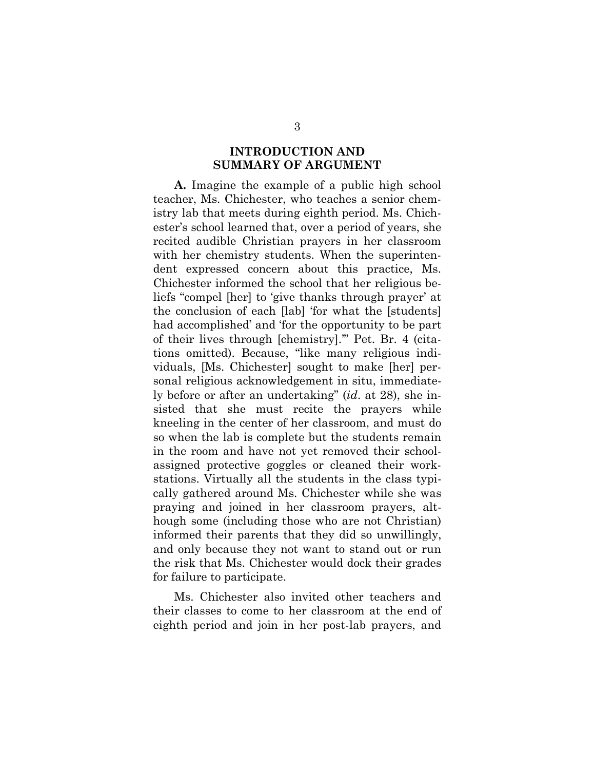## INTRODUCTION AND SUMMARY OF ARGUMENT

**A.** Imagine the example of a public high school teacher, Ms. Chichester, who teaches a senior chemistry lab that meets during eighth period. Ms. Chichester's school learned that, over a period of years, she recited audible Christian prayers in her classroom with her chemistry students. When the superintendent expressed concern about this practice, Ms. Chichester informed the school that her religious beliefs "compel [her] to 'give thanks through prayer' at the conclusion of each [lab] 'for what the [students] had accomplished' and 'for the opportunity to be part of their lives through [chemistry].'" Pet. Br. 4 (citations omitted). Because, "like many religious individuals, [Ms. Chichester] sought to make [her] personal religious acknowledgement in situ, immediately before or after an undertaking" (*id*. at 28), she insisted that she must recite the prayers while kneeling in the center of her classroom, and must do so when the lab is complete but the students remain in the room and have not yet removed their school-assigned protective goggles or cleaned their workstations. Virtually all the students in the class typically gathered around Ms. Chichester while she was praying and joined in her classroom prayers, although some (including those who are not Christian) informed their parents that they did so unwillingly, and only because they not want to stand out or run the risk that Ms. Chichester would dock their grades for failure to participate.

Ms. Chichester also invited other teachers and their classes to come to her classroom at the end of eighth period and join in her post-lab prayers, and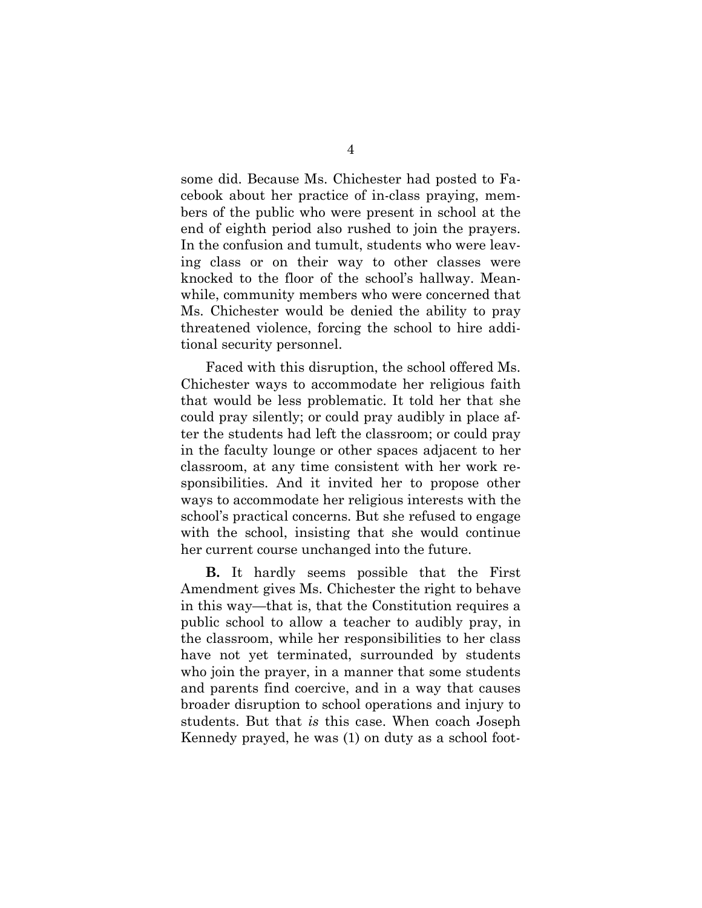some did. Because Ms. Chichester had posted to Facebook about her practice of in-class praying, members of the public who were present in school at the end of eighth period also rushed to join the prayers. In the confusion and tumult, students who were leaving class or on their way to other classes were knocked to the floor of the school's hallway. Meanwhile, community members who were concerned that Ms. Chichester would be denied the ability to pray threatened violence, forcing the school to hire additional security personnel.

Faced with this disruption, the school offered Ms. Chichester ways to accommodate her religious faith that would be less problematic. It told her that she could pray silently; or could pray audibly in place after the students had left the classroom; or could pray in the faculty lounge or other spaces adjacent to her classroom, at any time consistent with her work responsibilities. And it invited her to propose other ways to accommodate her religious interests with the school's practical concerns. But she refused to engage with the school, insisting that she would continue her current course unchanged into the future.

**B.** It hardly seems possible that the First Amendment gives Ms. Chichester the right to behave in this way—that is, that the Constitution requires a public school to allow a teacher to audibly pray, in the classroom, while her responsibilities to her class have not yet terminated, surrounded by students who join the prayer, in a manner that some students and parents find coercive, and in a way that causes broader disruption to school operations and injury to students. But that *is* this case. When coach Joseph Kennedy prayed, he was (1) on duty as a school foot-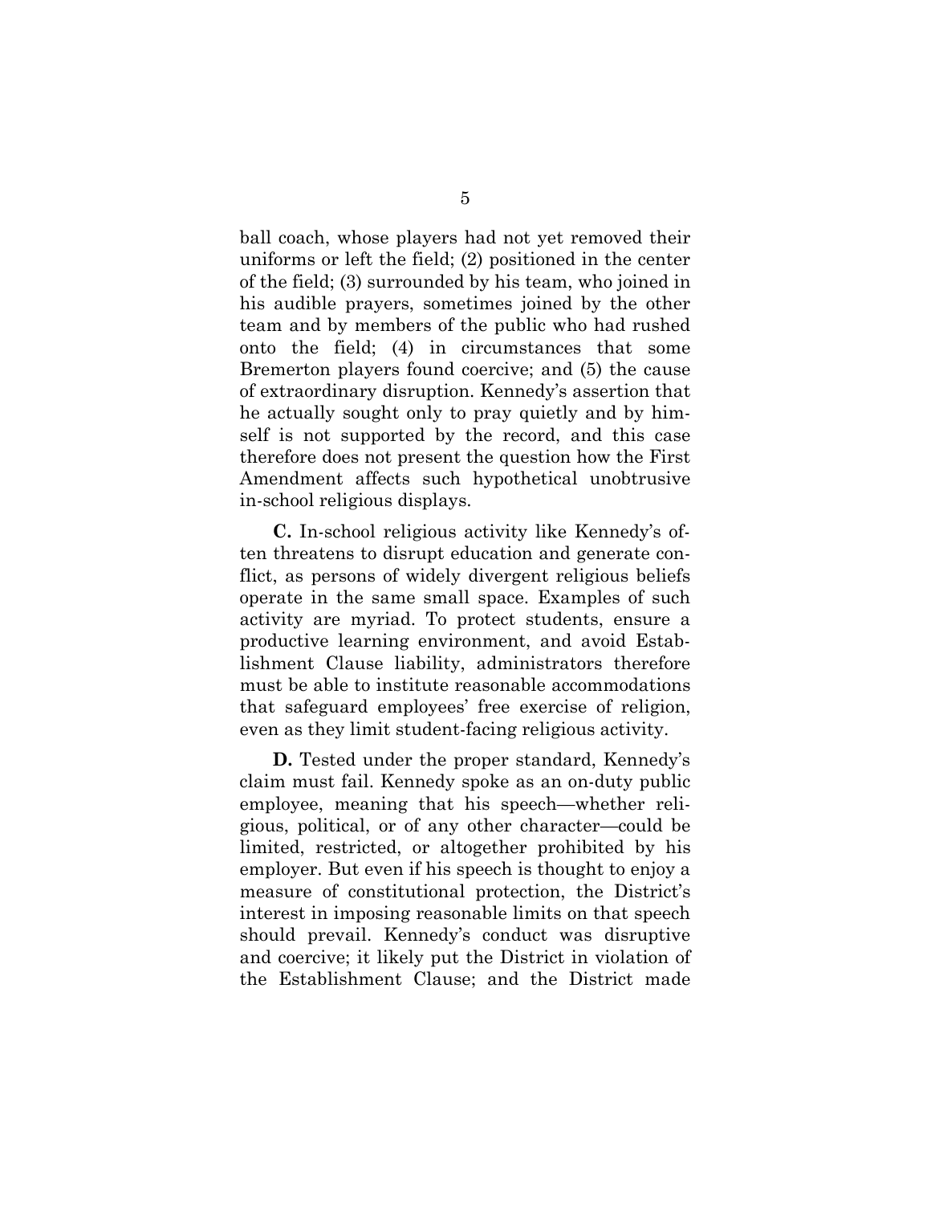ball coach, whose players had not yet removed their uniforms or left the field; (2) positioned in the center of the field; (3) surrounded by his team, who joined in his audible prayers, sometimes joined by the other team and by members of the public who had rushed onto the field; (4) in circumstances that some Bremerton players found coercive; and (5) the cause of extraordinary disruption. Kennedy's assertion that he actually sought only to pray quietly and by himself is not supported by the record, and this case therefore does not present the question how the First Amendment affects such hypothetical unobtrusive in-school religious displays.

**C.** In-school religious activity like Kennedy's often threatens to disrupt education and generate conflict, as persons of widely divergent religious beliefs operate in the same small space. Examples of such activity are myriad. To protect students, ensure a productive learning environment, and avoid Establishment Clause liability, administrators therefore must be able to institute reasonable accommodations that safeguard employees' free exercise of religion, even as they limit student-facing religious activity.

**D.** Tested under the proper standard, Kennedy's claim must fail. Kennedy spoke as an on-duty public employee, meaning that his speech—whether religious, political, or of any other character—could be limited, restricted, or altogether prohibited by his employer. But even if his speech is thought to enjoy a measure of constitutional protection, the District's interest in imposing reasonable limits on that speech should prevail. Kennedy's conduct was disruptive and coercive; it likely put the District in violation of the Establishment Clause; and the District made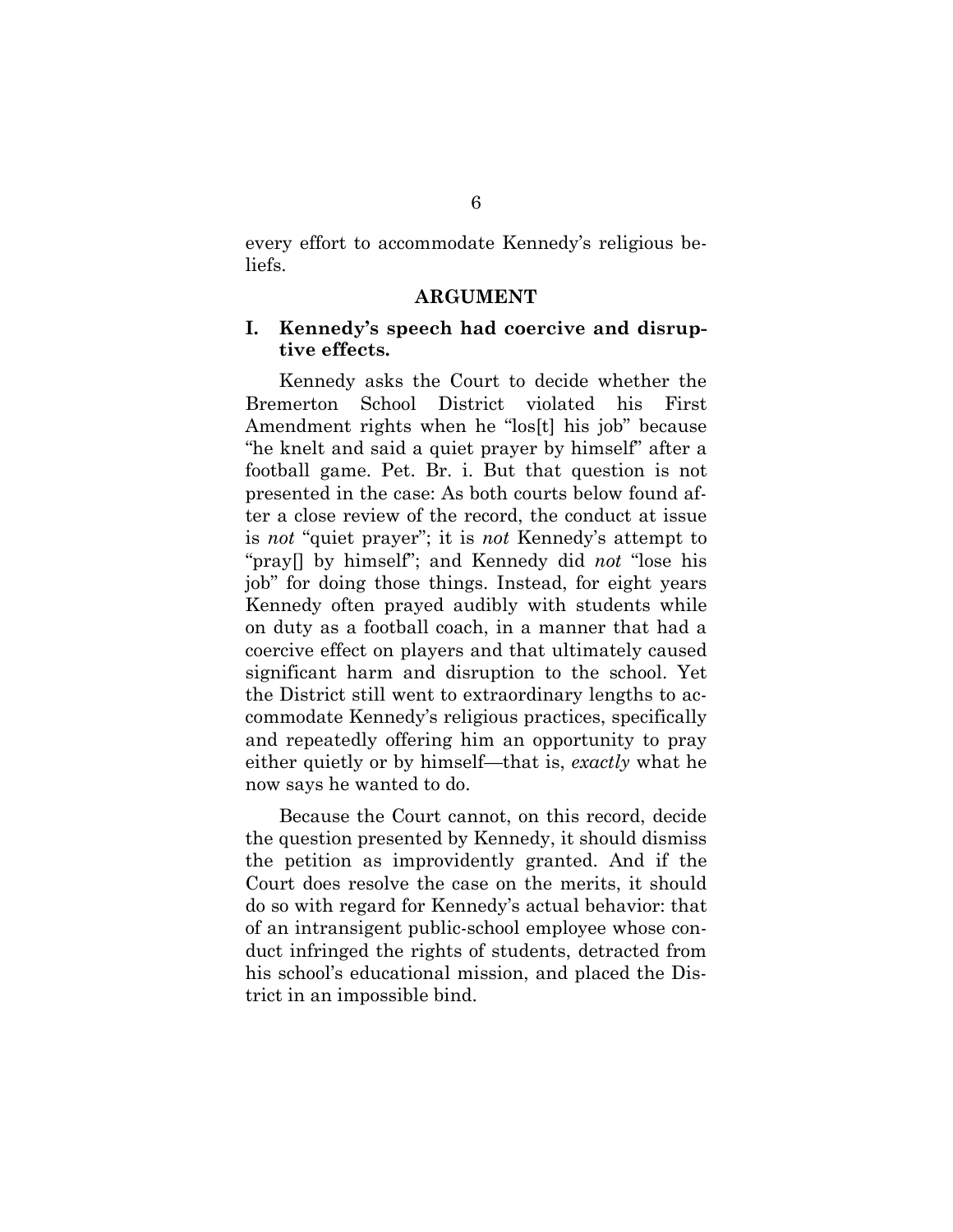every effort to accommodate Kennedy's religious beliefs.

## ARGUMENT

### I. Kennedy's speech had coercive and disruptive effects.

Kennedy asks the Court to decide whether the Bremerton School District violated his First Amendment rights when he "los[t] his job" because "he knelt and said a quiet prayer by himself" after a football game. Pet. Br. i. But that question is not presented in the case: As both courts below found after a close review of the record, the conduct at issue is *not* "quiet prayer"; it is *not* Kennedy's attempt to "pray[] by himself"; and Kennedy did *not* "lose his job" for doing those things. Instead, for eight years Kennedy often prayed audibly with students while on duty as a football coach, in a manner that had a coercive effect on players and that ultimately caused significant harm and disruption to the school. Yet the District still went to extraordinary lengths to accommodate Kennedy's religious practices, specifically and repeatedly offering him an opportunity to pray either quietly or by himself—that is, *exactly* what he now says he wanted to do.

Because the Court cannot, on this record, decide the question presented by Kennedy, it should dismiss the petition as improvidently granted. And if the Court does resolve the case on the merits, it should do so with regard for Kennedy's actual behavior: that of an intransigent public-school employee whose conduct infringed the rights of students, detracted from his school's educational mission, and placed the District in an impossible bind.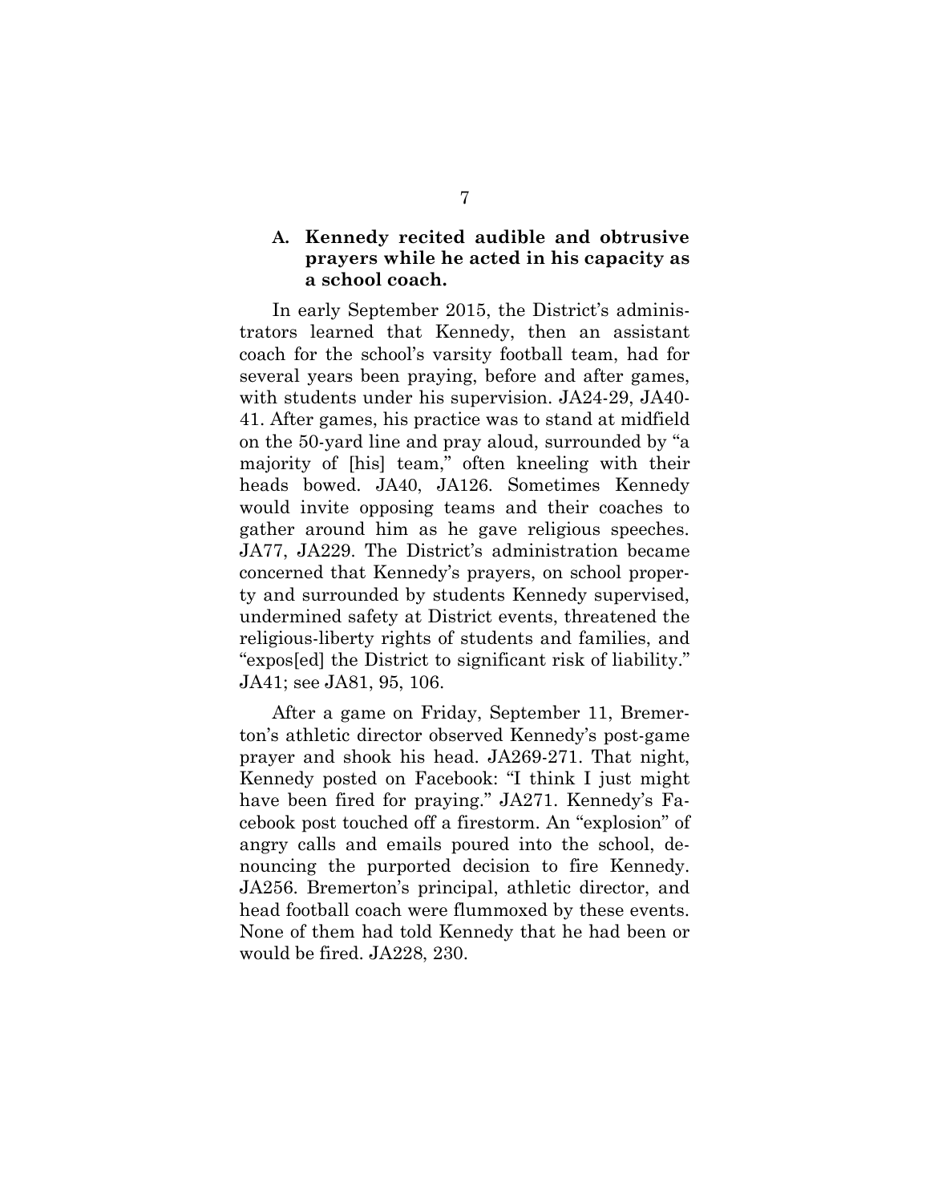### A. Kennedy recited audible and obtrusive prayers while he acted in his capacity as a school coach.

In early September 2015, the District's administrators learned that Kennedy, then an assistant coach for the school's varsity football team, had for several years been praying, before and after games, with students under his supervision. JA24-29, JA40-41. After games, his practice was to stand at midfield on the 50-yard line and pray aloud, surrounded by "a majority of [his] team," often kneeling with their heads bowed. JA40, JA126. Sometimes Kennedy would invite opposing teams and their coaches to gather around him as he gave religious speeches. JA77, JA229. The District's administration became concerned that Kennedy's prayers, on school property and surrounded by students Kennedy supervised, undermined safety at District events, threatened the religious-liberty rights of students and families, and "expos[ed] the District to significant risk of liability." JA41; see JA81, 95, 106.

After a game on Friday, September 11, Bremerton's athletic director observed Kennedy's post-game prayer and shook his head. JA269-271. That night, Kennedy posted on Facebook: "I think I just might have been fired for praying." JA271. Kennedy's Facebook post touched off a firestorm. An "explosion" of angry calls and emails poured into the school, denouncing the purported decision to fire Kennedy. JA256. Bremerton's principal, athletic director, and head football coach were flummoxed by these events. None of them had told Kennedy that he had been or would be fired. JA228, 230.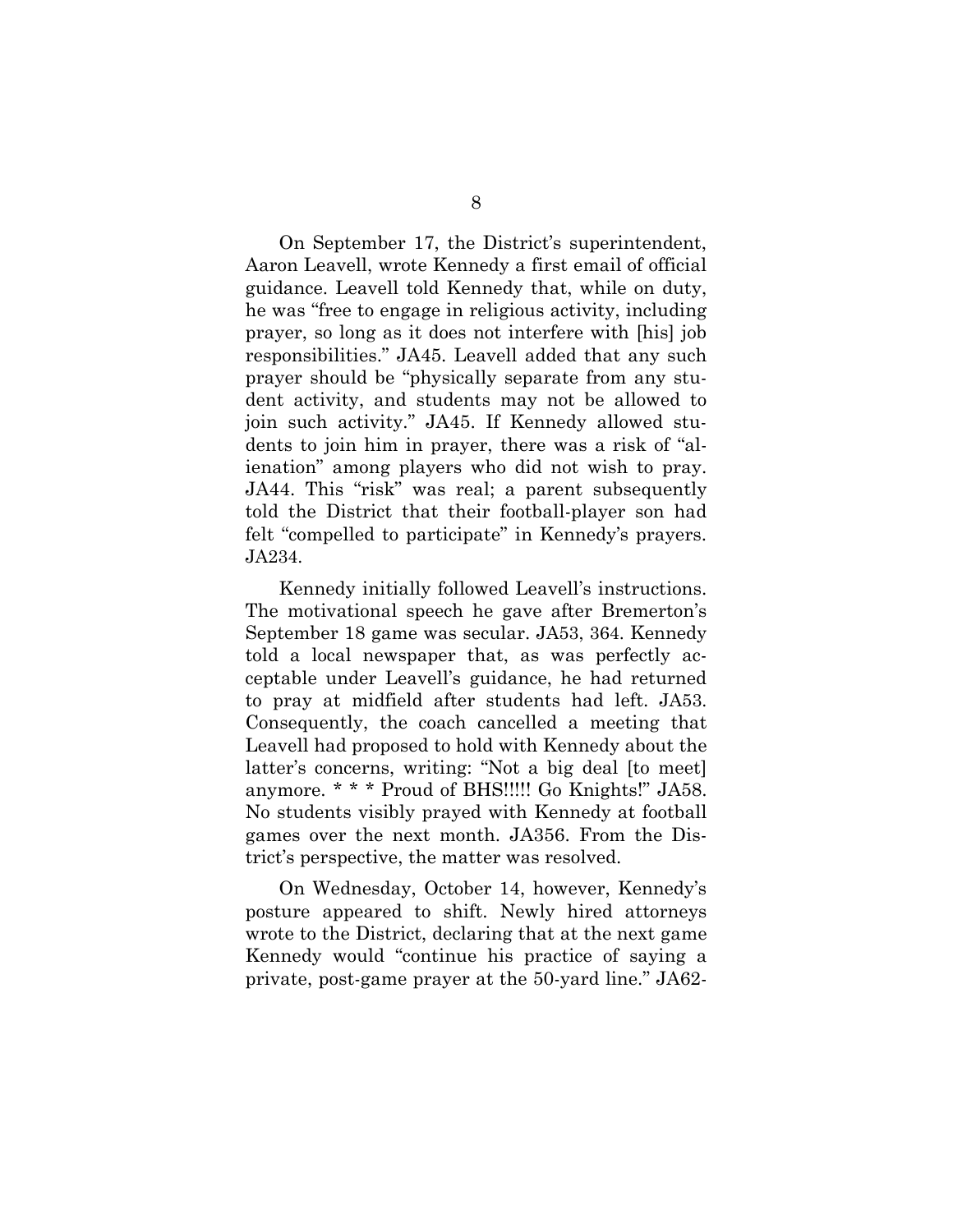On September 17, the District's superintendent, Aaron Leavell, wrote Kennedy a first email of official guidance. Leavell told Kennedy that, while on duty, he was "free to engage in religious activity, including prayer, so long as it does not interfere with [his] job responsibilities." JA45. Leavell added that any such prayer should be "physically separate from any student activity, and students may not be allowed to join such activity." JA45. If Kennedy allowed students to join him in prayer, there was a risk of "alienation" among players who did not wish to pray. JA44. This "risk" was real; a parent subsequently told the District that their football-player son had felt "compelled to participate" in Kennedy's prayers. JA234.

Kennedy initially followed Leavell's instructions. The motivational speech he gave after Bremerton's September 18 game was secular. JA53, 364. Kennedy told a local newspaper that, as was perfectly acceptable under Leavell's guidance, he had returned to pray at midfield after students had left. JA53. Consequently, the coach cancelled a meeting that Leavell had proposed to hold with Kennedy about the latter's concerns, writing: "Not a big deal [to meet] anymore. * * * Proud of BHS!!!!! Go Knights!" JA58. No students visibly prayed with Kennedy at football games over the next month. JA356. From the District's perspective, the matter was resolved.

On Wednesday, October 14, however, Kennedy's posture appeared to shift. Newly hired attorneys wrote to the District, declaring that at the next game Kennedy would "continue his practice of saying a private, post-game prayer at the 50-yard line." JA62-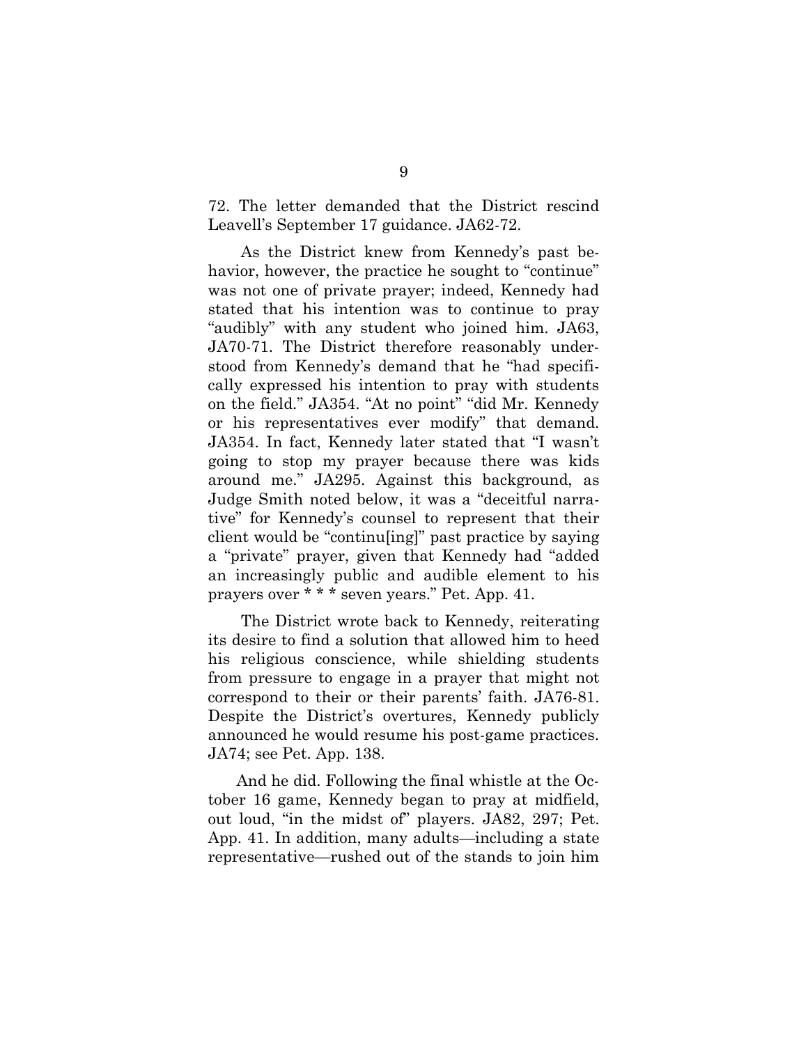72. The letter demanded that the District rescind Leavell's September 17 guidance. JA62-72.

As the District knew from Kennedy's past behavior, however, the practice he sought to "continue" was not one of private prayer; indeed, Kennedy had stated that his intention was to continue to pray "audibly" with any student who joined him. JA63, JA70-71. The District therefore reasonably understood from Kennedy's demand that he "had specifically expressed his intention to pray with students on the field." JA354. "At no point" "did Mr. Kennedy or his representatives ever modify" that demand. JA354. In fact, Kennedy later stated that "I wasn't going to stop my prayer because there was kids around me." JA295. Against this background, as Judge Smith noted below, it was a "deceitful narrative" for Kennedy's counsel to represent that their client would be "continu[ing]" past practice by saying a "private" prayer, given that Kennedy had "added an increasingly public and audible element to his prayers over * * * seven years." Pet. App. 41.

The District wrote back to Kennedy, reiterating its desire to find a solution that allowed him to heed his religious conscience, while shielding students from pressure to engage in a prayer that might not correspond to their or their parents' faith. JA76-81. Despite the District's overtures, Kennedy publicly announced he would resume his post-game practices. JA74; see Pet. App. 138.

And he did. Following the final whistle at the October 16 game, Kennedy began to pray at midfield, out loud, "in the midst of" players. JA82, 297; Pet. App. 41. In addition, many adults—including a state representative—rushed out of the stands to join him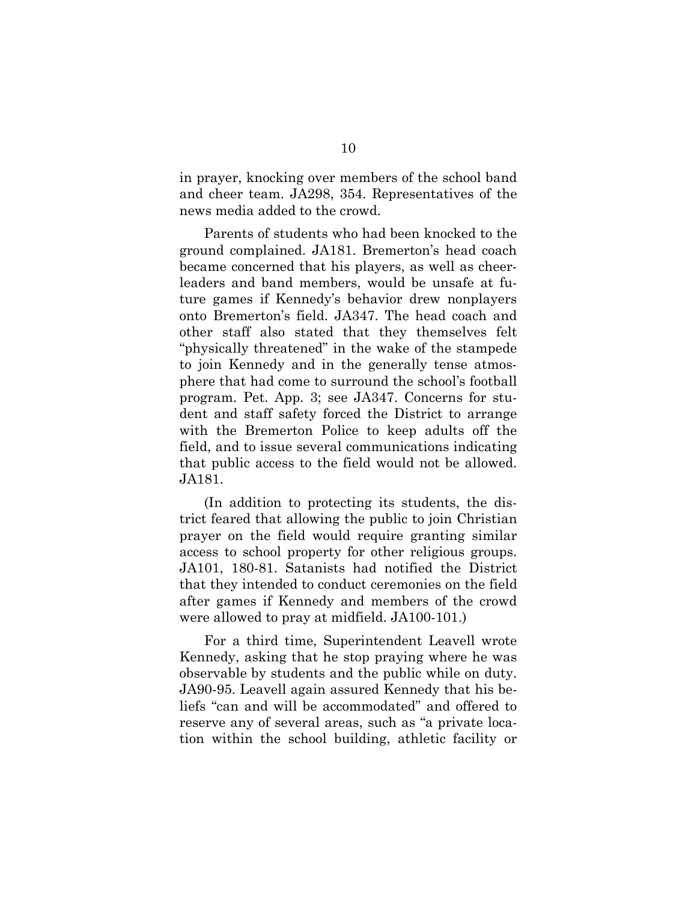in prayer, knocking over members of the school band and cheer team. JA298, 354. Representatives of the news media added to the crowd.

Parents of students who had been knocked to the ground complained. JA181. Bremerton's head coach became concerned that his players, as well as cheerleaders and band members, would be unsafe at future games if Kennedy's behavior drew nonplayers onto Bremerton's field. JA347. The head coach and other staff also stated that they themselves felt "physically threatened" in the wake of the stampede to join Kennedy and in the generally tense atmosphere that had come to surround the school's football program. Pet. App. 3; see JA347. Concerns for student and staff safety forced the District to arrange with the Bremerton Police to keep adults off the field, and to issue several communications indicating that public access to the field would not be allowed. JA181.

(In addition to protecting its students, the district feared that allowing the public to join Christian prayer on the field would require granting similar access to school property for other religious groups. JA101, 180-81. Satanists had notified the District that they intended to conduct ceremonies on the field after games if Kennedy and members of the crowd were allowed to pray at midfield. JA100-101.)

For a third time, Superintendent Leavell wrote Kennedy, asking that he stop praying where he was observable by students and the public while on duty. JA90-95. Leavell again assured Kennedy that his beliefs "can and will be accommodated" and offered to reserve any of several areas, such as "a private location within the school building, athletic facility or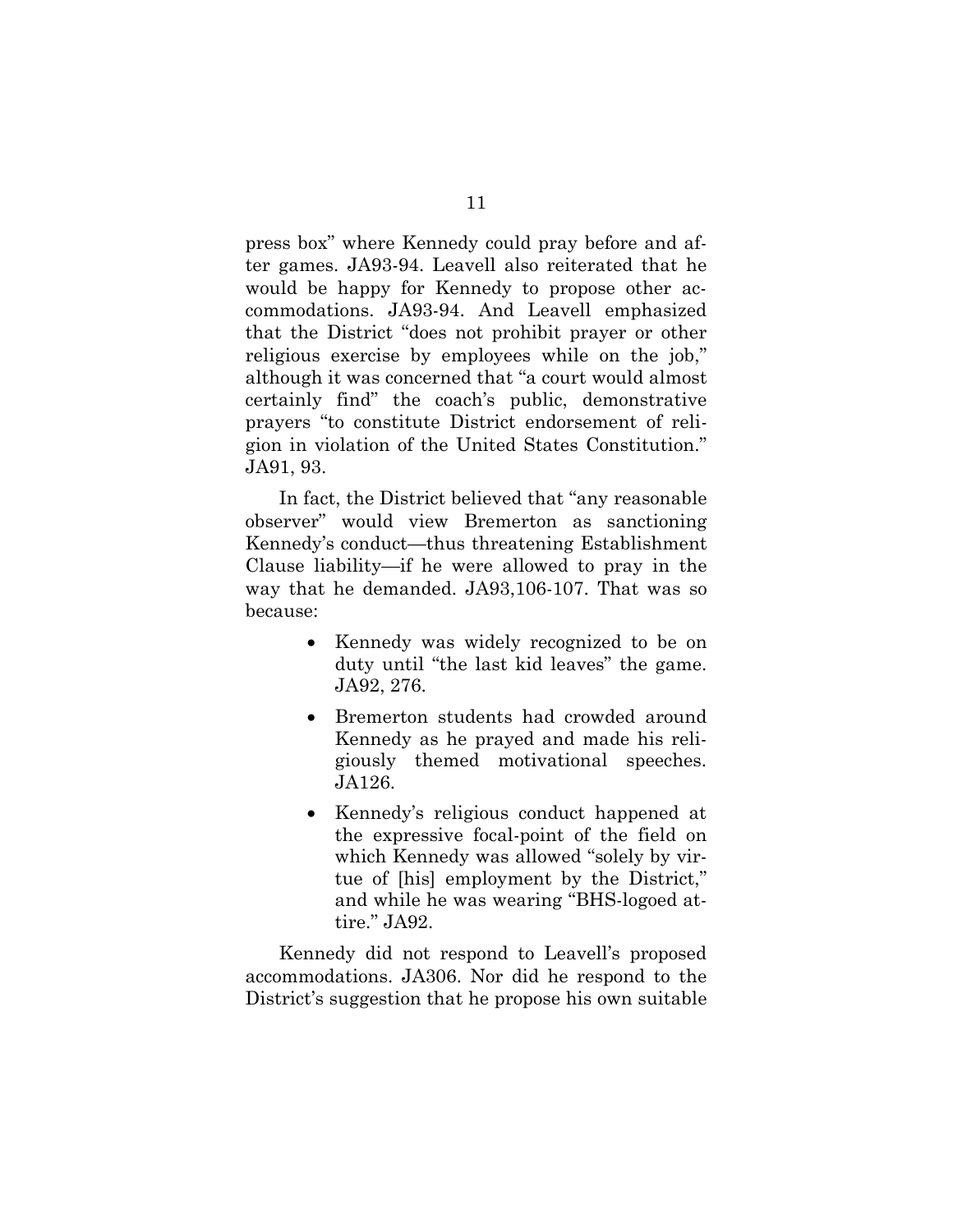press box" where Kennedy could pray before and after games. JA93-94. Leavell also reiterated that he would be happy for Kennedy to propose other accommodations. JA93-94. And Leavell emphasized that the District "does not prohibit prayer or other religious exercise by employees while on the job," although it was concerned that "a court would almost certainly find" the coach's public, demonstrative prayers "to constitute District endorsement of religion in violation of the United States Constitution." JA91, 93.

In fact, the District believed that "any reasonable observer" would view Bremerton as sanctioning Kennedy's conduct—thus threatening Establishment Clause liability—if he were allowed to pray in the way that he demanded. JA93,106-107. That was so because:

- Kennedy was widely recognized to be on duty until "the last kid leaves" the game. JA92, 276.
- Bremerton students had crowded around Kennedy as he prayed and made his religiously themed motivational speeches. JA126.
- Kennedy's religious conduct happened at the expressive focal-point of the field on which Kennedy was allowed "solely by virtue of [his] employment by the District," and while he was wearing "BHS-logoed attire." JA92.

Kennedy did not respond to Leavell's proposed accommodations. JA306. Nor did he respond to the District's suggestion that he propose his own suitable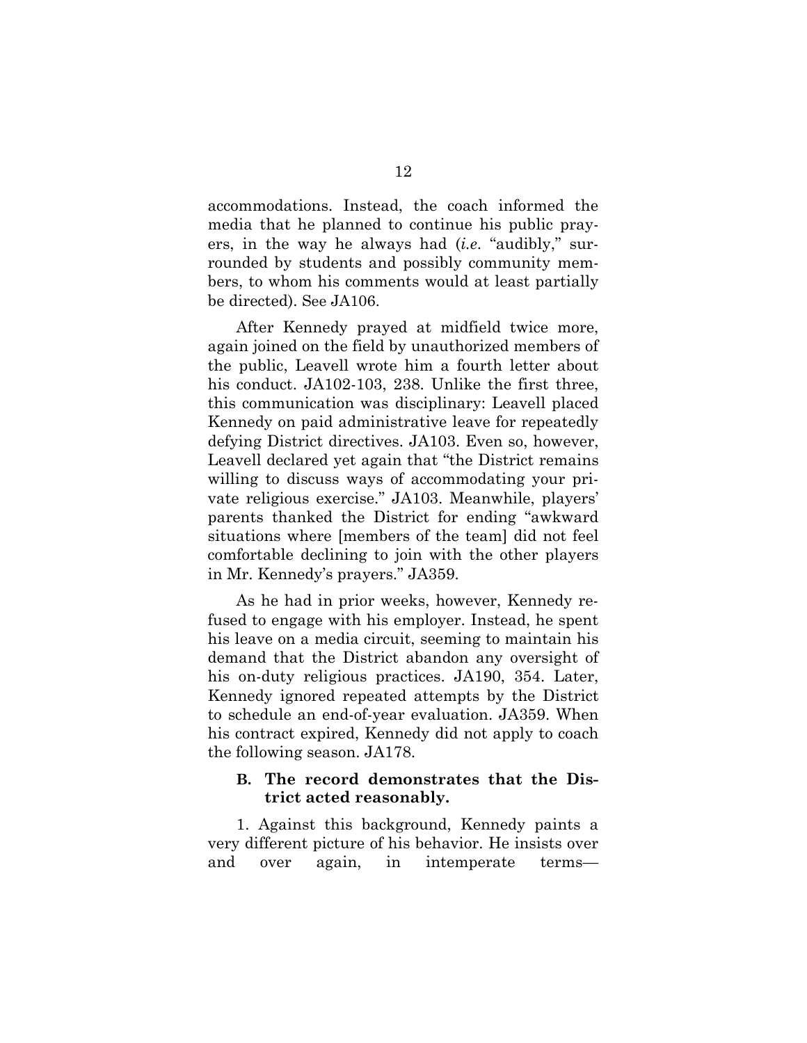accommodations. Instead, the coach informed the media that he planned to continue his public prayers, in the way he always had (*i.e.* "audibly," surrounded by students and possibly community members, to whom his comments would at least partially be directed). See JA106.

After Kennedy prayed at midfield twice more, again joined on the field by unauthorized members of the public, Leavell wrote him a fourth letter about his conduct. JA102-103, 238. Unlike the first three, this communication was disciplinary: Leavell placed Kennedy on paid administrative leave for repeatedly defying District directives. JA103. Even so, however, Leavell declared yet again that "the District remains willing to discuss ways of accommodating your private religious exercise." JA103. Meanwhile, players' parents thanked the District for ending "awkward situations where [members of the team] did not feel comfortable declining to join with the other players in Mr. Kennedy's prayers." JA359.

As he had in prior weeks, however, Kennedy refused to engage with his employer. Instead, he spent his leave on a media circuit, seeming to maintain his demand that the District abandon any oversight of his on-duty religious practices. JA190, 354. Later, Kennedy ignored repeated attempts by the District to schedule an end-of-year evaluation. JA359. When his contract expired, Kennedy did not apply to coach the following season. JA178.

### B. The record demonstrates that the District acted reasonably.

1. Against this background, Kennedy paints a very different picture of his behavior. He insists over and over again, in intemperate terms—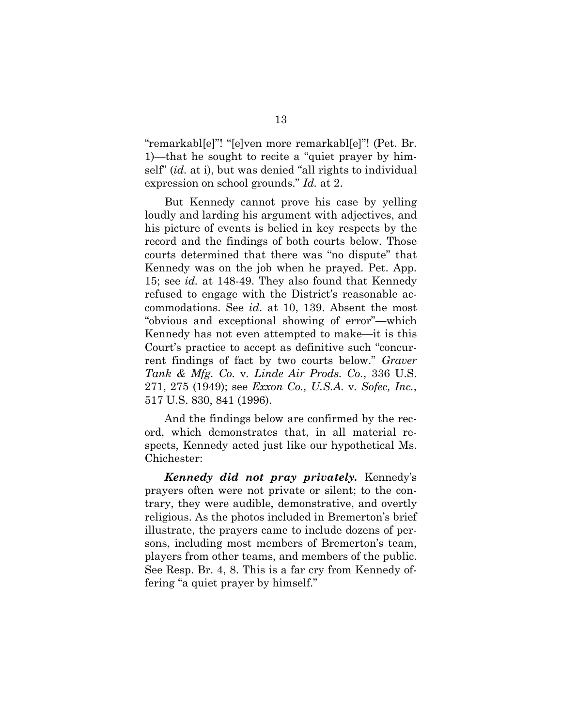"remarkabl[e]"! "[e]ven more remarkabl[e]"! (Pet. Br. 1)—that he sought to recite a "quiet prayer by himself" (*id.* at i), but was denied "all rights to individual expression on school grounds." *Id.* at 2.

But Kennedy cannot prove his case by yelling loudly and larding his argument with adjectives, and his picture of events is belied in key respects by the record and the findings of both courts below. Those courts determined that there was "no dispute" that Kennedy was on the job when he prayed. Pet. App. 15; see *id.* at 148-49. They also found that Kennedy refused to engage with the District's reasonable accommodations. See *id*. at 10, 139. Absent the most "obvious and exceptional showing of error"—which Kennedy has not even attempted to make—it is this Court's practice to accept as definitive such "concurrent findings of fact by two courts below." *Graver Tank & Mfg. Co.* v. *Linde Air Prods. Co.*, 336 U.S. 271, 275 (1949); see *Exxon Co., U.S.A.* v. *Sofec, Inc.*, 517 U.S. 830, 841 (1996).

And the findings below are confirmed by the record, which demonstrates that, in all material respects, Kennedy acted just like our hypothetical Ms. Chichester:

***Kennedy did not pray privately.*** Kennedy's prayers often were not private or silent; to the contrary, they were audible, demonstrative, and overtly religious. As the photos included in Bremerton's brief illustrate, the prayers came to include dozens of persons, including most members of Bremerton's team, players from other teams, and members of the public. See Resp. Br. 4, 8. This is a far cry from Kennedy offering "a quiet prayer by himself."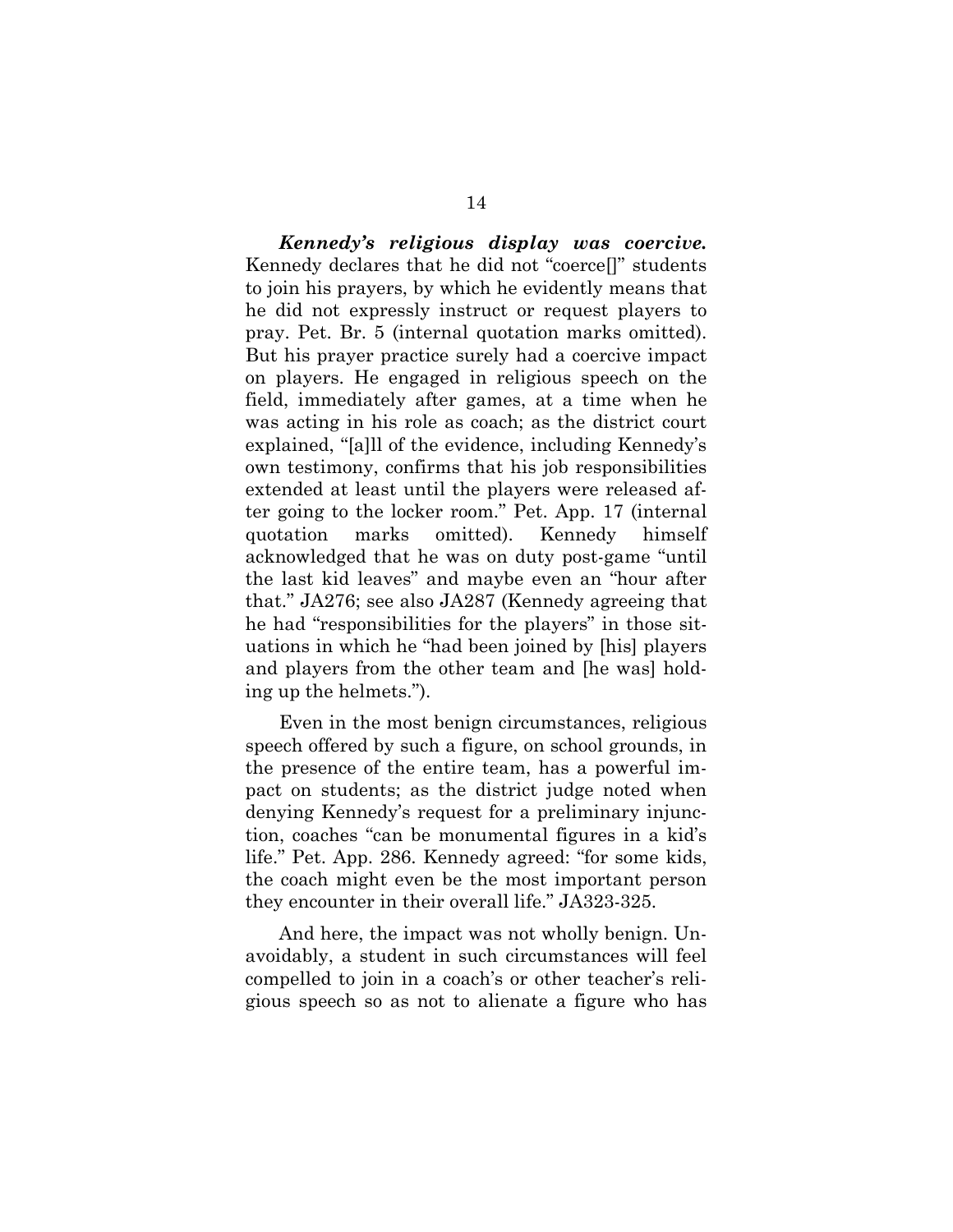***Kennedy's religious display was coercive.*** Kennedy declares that he did not "coerce[]" students to join his prayers, by which he evidently means that he did not expressly instruct or request players to pray. Pet. Br. 5 (internal quotation marks omitted). But his prayer practice surely had a coercive impact on players. He engaged in religious speech on the field, immediately after games, at a time when he was acting in his role as coach; as the district court explained, "[a]ll of the evidence, including Kennedy's own testimony, confirms that his job responsibilities extended at least until the players were released after going to the locker room." Pet. App. 17 (internal quotation marks omitted). Kennedy himself acknowledged that he was on duty post-game "until the last kid leaves" and maybe even an "hour after that." JA276; see also JA287 (Kennedy agreeing that he had "responsibilities for the players" in those situations in which he "had been joined by [his] players and players from the other team and [he was] holding up the helmets.").

Even in the most benign circumstances, religious speech offered by such a figure, on school grounds, in the presence of the entire team, has a powerful impact on students; as the district judge noted when denying Kennedy's request for a preliminary injunction, coaches "can be monumental figures in a kid's life." Pet. App. 286. Kennedy agreed: "for some kids, the coach might even be the most important person they encounter in their overall life." JA323-325.

And here, the impact was not wholly benign. Unavoidably, a student in such circumstances will feel compelled to join in a coach's or other teacher's religious speech so as not to alienate a figure who has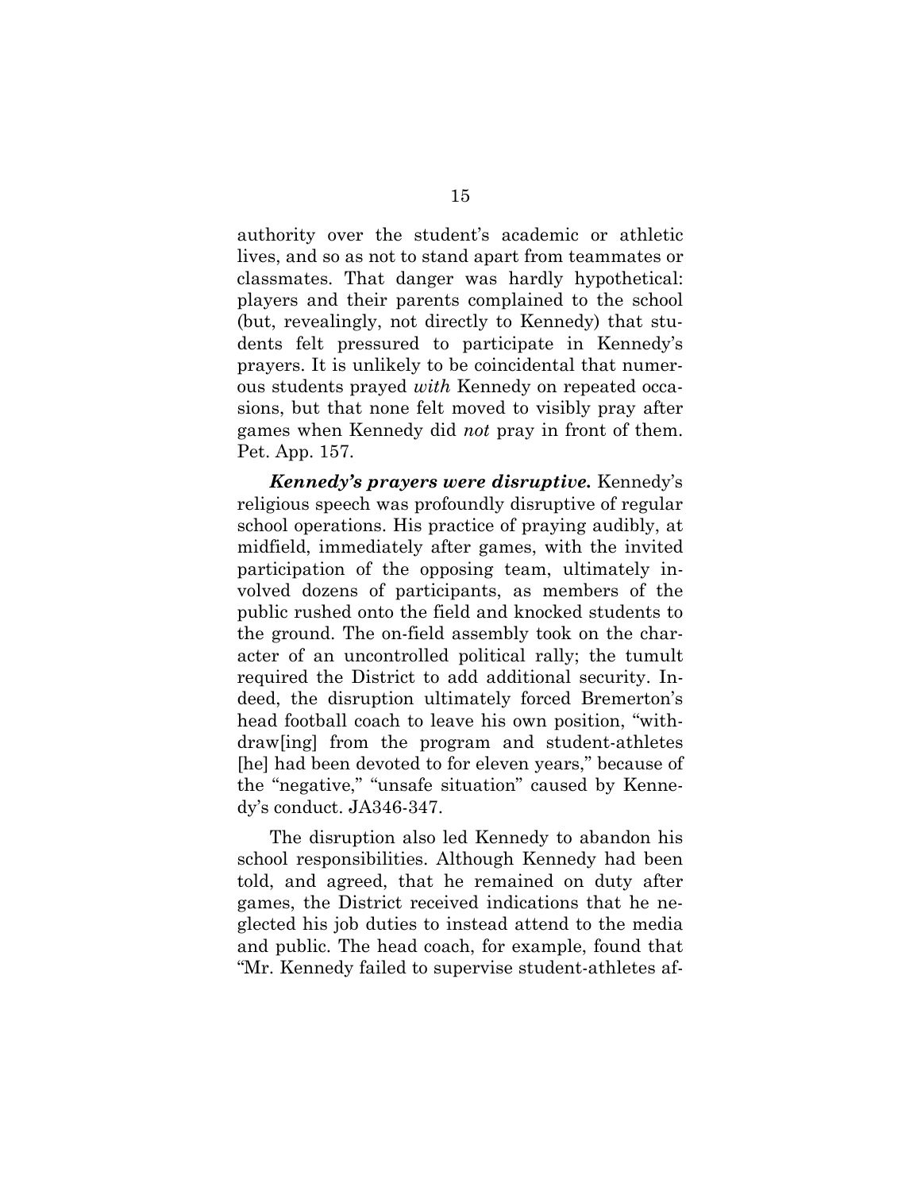authority over the student's academic or athletic lives, and so as not to stand apart from teammates or classmates. That danger was hardly hypothetical: players and their parents complained to the school (but, revealingly, not directly to Kennedy) that students felt pressured to participate in Kennedy's prayers. It is unlikely to be coincidental that numerous students prayed *with* Kennedy on repeated occasions, but that none felt moved to visibly pray after games when Kennedy did *not* pray in front of them. Pet. App. 157.

***Kennedy's prayers were disruptive.*** Kennedy's religious speech was profoundly disruptive of regular school operations. His practice of praying audibly, at midfield, immediately after games, with the invited participation of the opposing team, ultimately involved dozens of participants, as members of the public rushed onto the field and knocked students to the ground. The on-field assembly took on the character of an uncontrolled political rally; the tumult required the District to add additional security. Indeed, the disruption ultimately forced Bremerton's head football coach to leave his own position, "withdraw[ing] from the program and student-athletes [he] had been devoted to for eleven years," because of the "negative," "unsafe situation" caused by Kennedy's conduct. JA346-347.

The disruption also led Kennedy to abandon his school responsibilities. Although Kennedy had been told, and agreed, that he remained on duty after games, the District received indications that he neglected his job duties to instead attend to the media and public. The head coach, for example, found that "Mr. Kennedy failed to supervise student-athletes af-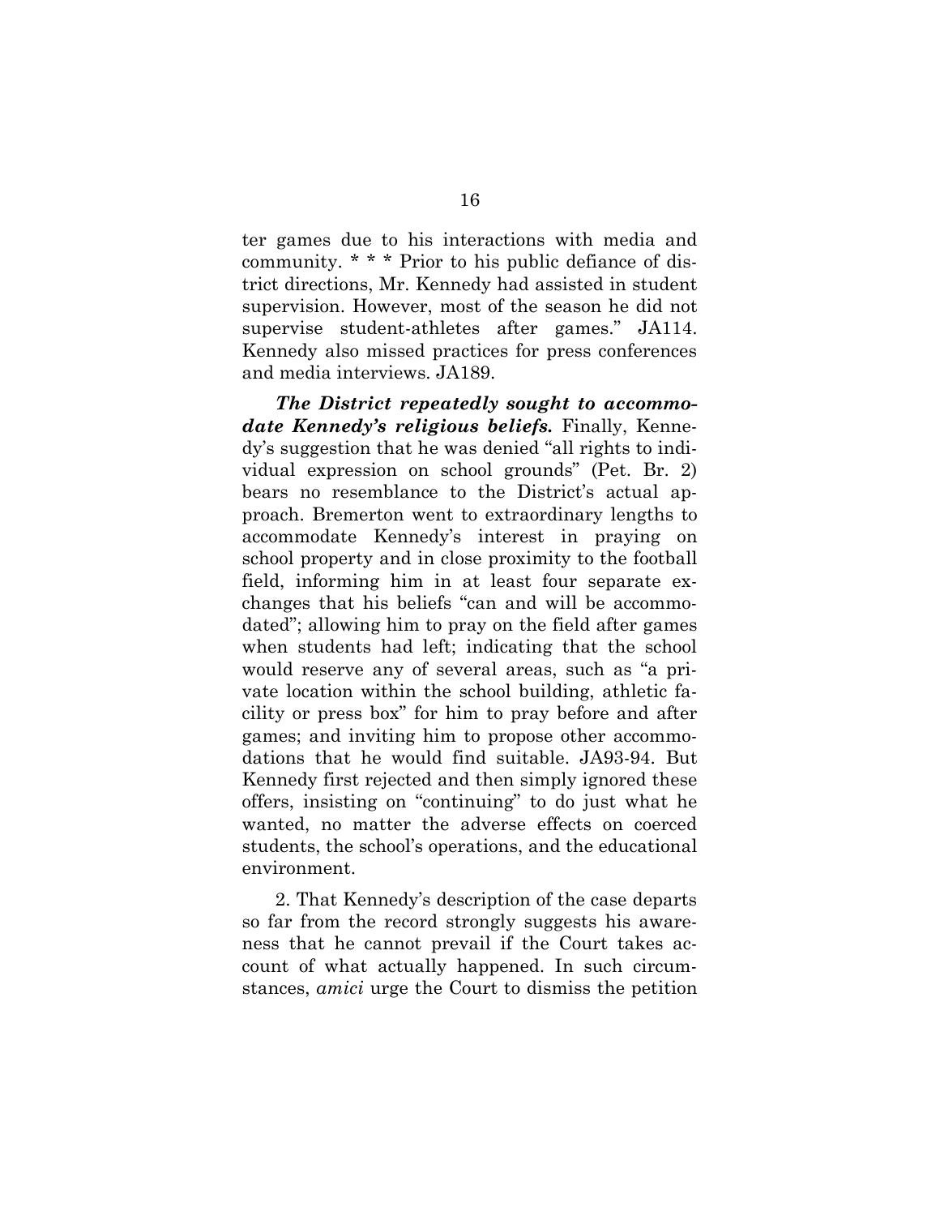ter games due to his interactions with media and community. * * * Prior to his public defiance of district directions, Mr. Kennedy had assisted in student supervision. However, most of the season he did not supervise student-athletes after games." JA114. Kennedy also missed practices for press conferences and media interviews. JA189.

***The District repeatedly sought to accommodate Kennedy's religious beliefs.*** Finally, Kennedy's suggestion that he was denied "all rights to individual expression on school grounds" (Pet. Br. 2) bears no resemblance to the District's actual approach. Bremerton went to extraordinary lengths to accommodate Kennedy's interest in praying on school property and in close proximity to the football field, informing him in at least four separate exchanges that his beliefs "can and will be accommodated"; allowing him to pray on the field after games when students had left; indicating that the school would reserve any of several areas, such as "a private location within the school building, athletic facility or press box" for him to pray before and after games; and inviting him to propose other accommodations that he would find suitable. JA93-94. But Kennedy first rejected and then simply ignored these offers, insisting on "continuing" to do just what he wanted, no matter the adverse effects on coerced students, the school's operations, and the educational environment.

2. That Kennedy's description of the case departs so far from the record strongly suggests his awareness that he cannot prevail if the Court takes account of what actually happened. In such circumstances, *amici* urge the Court to dismiss the petition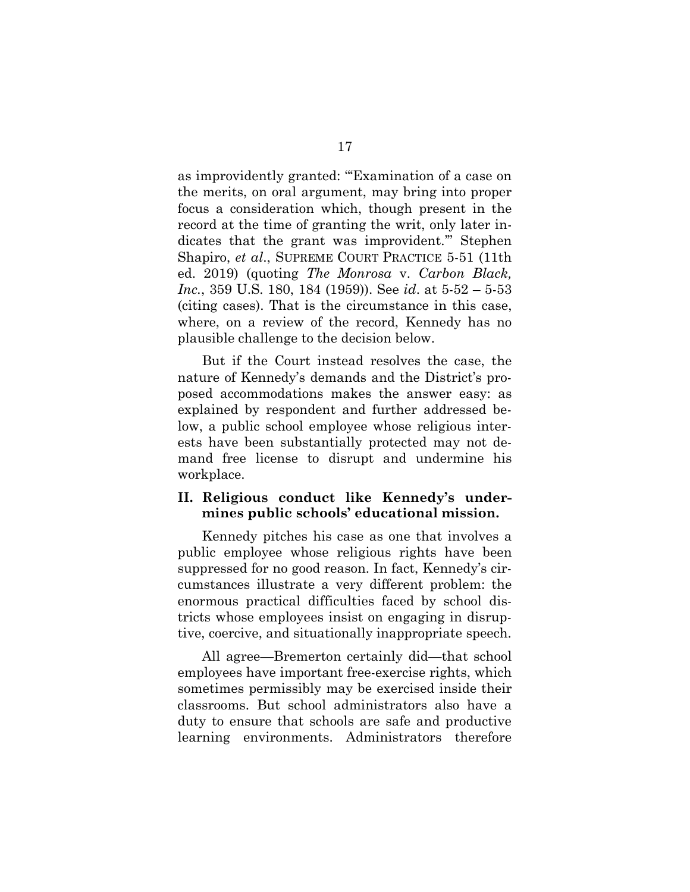as improvidently granted: "'Examination of a case on the merits, on oral argument, may bring into proper focus a consideration which, though present in the record at the time of granting the writ, only later indicates that the grant was improvident.'" Stephen Shapiro, *et al*., SUPREME COURT PRACTICE 5-51 (11th ed. 2019) (quoting *The Monrosa* v. *Carbon Black, Inc.*, 359 U.S. 180, 184 (1959)). See *id*. at 5-52 – 5-53 (citing cases). That is the circumstance in this case, where, on a review of the record, Kennedy has no plausible challenge to the decision below.

But if the Court instead resolves the case, the nature of Kennedy's demands and the District's proposed accommodations makes the answer easy: as explained by respondent and further addressed below, a public school employee whose religious interests have been substantially protected may not demand free license to disrupt and undermine his workplace.

## II. Religious conduct like Kennedy's undermines public schools' educational mission.

Kennedy pitches his case as one that involves a public employee whose religious rights have been suppressed for no good reason. In fact, Kennedy's circumstances illustrate a very different problem: the enormous practical difficulties faced by school districts whose employees insist on engaging in disruptive, coercive, and situationally inappropriate speech.

All agree—Bremerton certainly did—that school employees have important free-exercise rights, which sometimes permissibly may be exercised inside their classrooms. But school administrators also have a duty to ensure that schools are safe and productive learning environments. Administrators therefore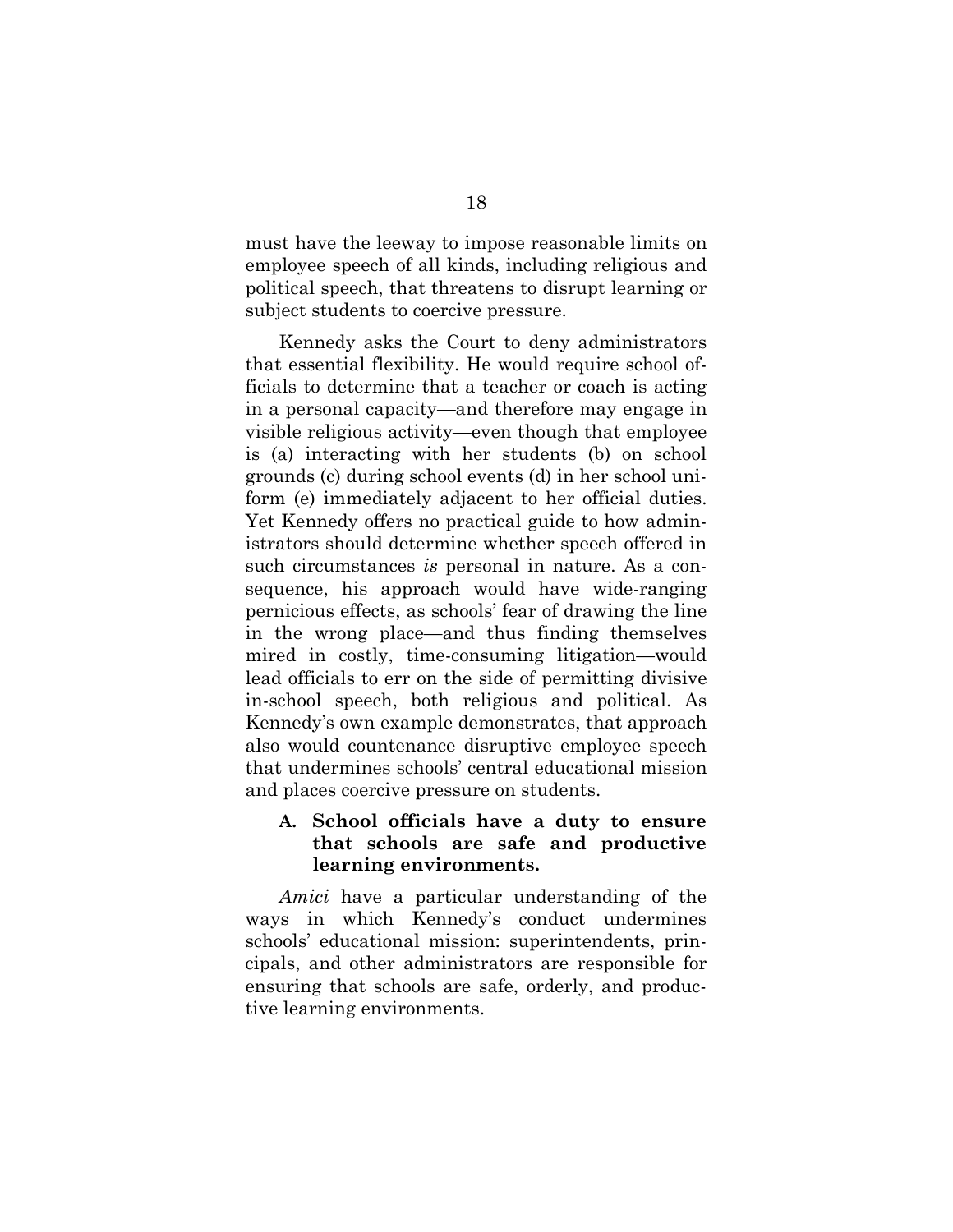must have the leeway to impose reasonable limits on employee speech of all kinds, including religious and political speech, that threatens to disrupt learning or subject students to coercive pressure.

Kennedy asks the Court to deny administrators that essential flexibility. He would require school officials to determine that a teacher or coach is acting in a personal capacity—and therefore may engage in visible religious activity—even though that employee is (a) interacting with her students (b) on school grounds (c) during school events (d) in her school uniform (e) immediately adjacent to her official duties. Yet Kennedy offers no practical guide to how administrators should determine whether speech offered in such circumstances *is* personal in nature. As a consequence, his approach would have wide-ranging pernicious effects, as schools' fear of drawing the line in the wrong place—and thus finding themselves mired in costly, time-consuming litigation—would lead officials to err on the side of permitting divisive in-school speech, both religious and political. As Kennedy's own example demonstrates, that approach also would countenance disruptive employee speech that undermines schools' central educational mission and places coercive pressure on students.

### A. School officials have a duty to ensure that schools are safe and productive learning environments.

*Amici* have a particular understanding of the ways in which Kennedy's conduct undermines schools' educational mission: superintendents, principals, and other administrators are responsible for ensuring that schools are safe, orderly, and productive learning environments.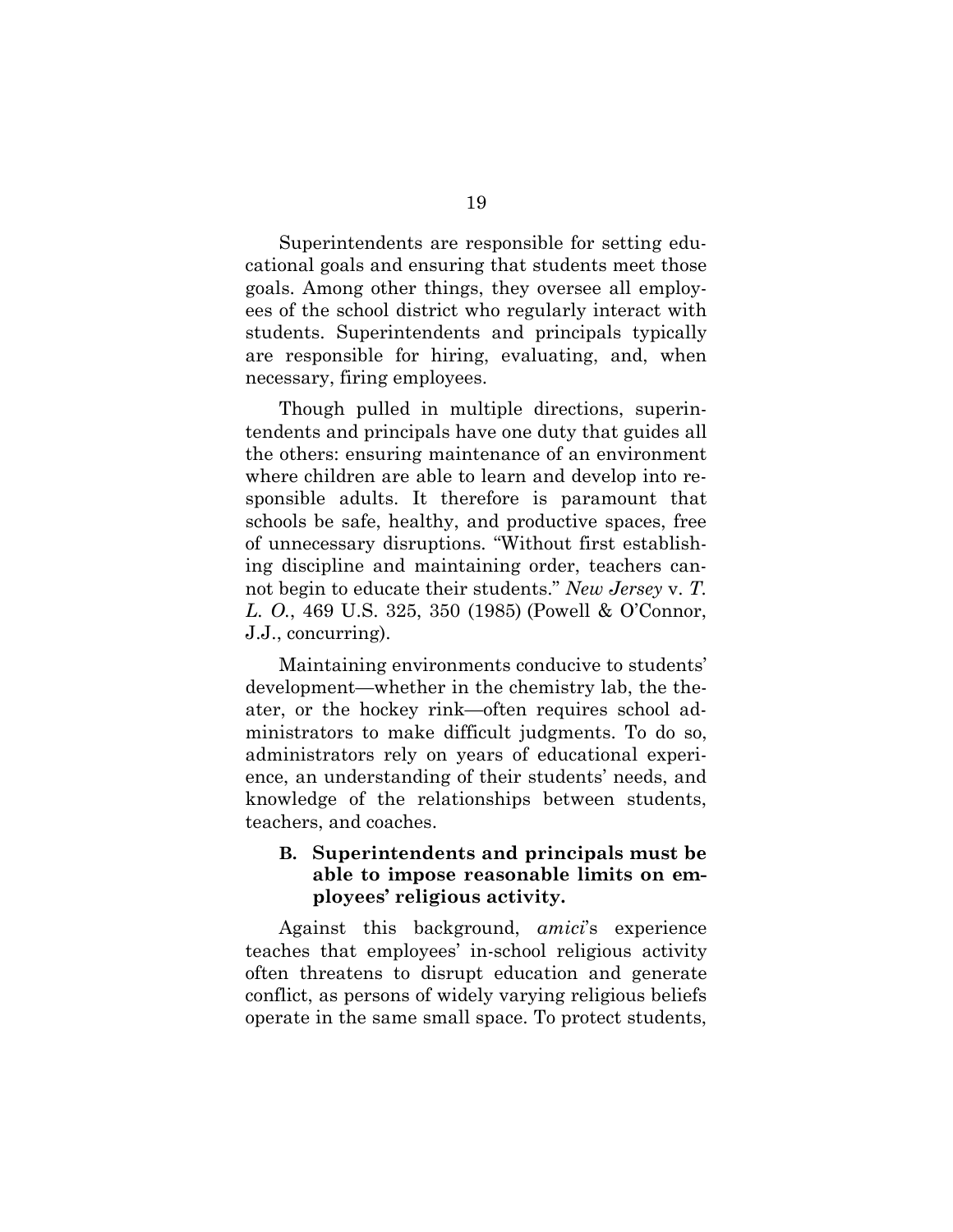Superintendents are responsible for setting educational goals and ensuring that students meet those goals. Among other things, they oversee all employees of the school district who regularly interact with students. Superintendents and principals typically are responsible for hiring, evaluating, and, when necessary, firing employees.

Though pulled in multiple directions, superintendents and principals have one duty that guides all the others: ensuring maintenance of an environment where children are able to learn and develop into responsible adults. It therefore is paramount that schools be safe, healthy, and productive spaces, free of unnecessary disruptions. "Without first establishing discipline and maintaining order, teachers cannot begin to educate their students." *New Jersey* v. *T. L. O.*, 469 U.S. 325, 350 (1985) (Powell & O'Connor, J.J., concurring).

Maintaining environments conducive to students' development—whether in the chemistry lab, the theater, or the hockey rink—often requires school administrators to make difficult judgments. To do so, administrators rely on years of educational experience, an understanding of their students' needs, and knowledge of the relationships between students, teachers, and coaches.

### B. Superintendents and principals must be able to impose reasonable limits on employees' religious activity.

Against this background, *amici*'s experience teaches that employees' in-school religious activity often threatens to disrupt education and generate conflict, as persons of widely varying religious beliefs operate in the same small space. To protect students,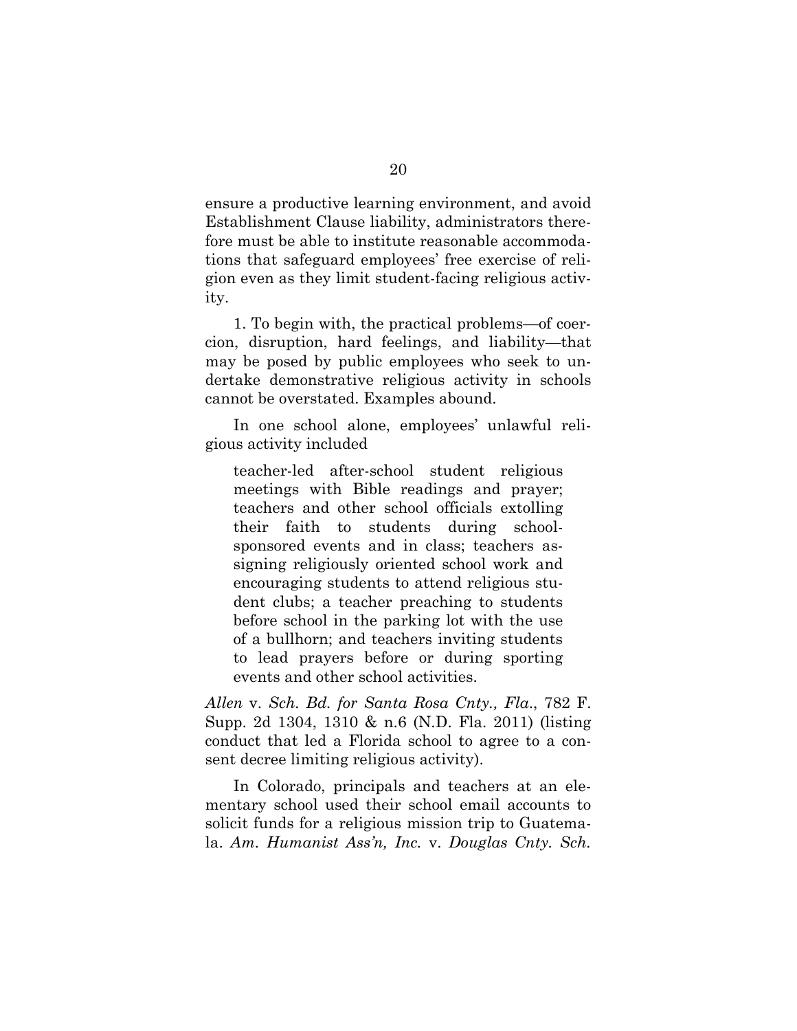ensure a productive learning environment, and avoid Establishment Clause liability, administrators therefore must be able to institute reasonable accommodations that safeguard employees' free exercise of religion even as they limit student-facing religious activity.

1. To begin with, the practical problems—of coercion, disruption, hard feelings, and liability—that may be posed by public employees who seek to undertake demonstrative religious activity in schools cannot be overstated. Examples abound.

In one school alone, employees' unlawful religious activity included

> teacher-led after-school student religious meetings with Bible readings and prayer; teachers and other school officials extolling their faith to students during school-sponsored events and in class; teachers assigning religiously oriented school work and encouraging students to attend religious student clubs; a teacher preaching to students before school in the parking lot with the use of a bullhorn; and teachers inviting students to lead prayers before or during sporting events and other school activities.

*Allen* v. *Sch. Bd. for Santa Rosa Cnty., Fla.*, 782 F. Supp. 2d 1304, 1310 & n.6 (N.D. Fla. 2011) (listing conduct that led a Florida school to agree to a consent decree limiting religious activity).

In Colorado, principals and teachers at an elementary school used their school email accounts to solicit funds for a religious mission trip to Guatemala. *Am. Humanist Ass'n, Inc.* v. *Douglas Cnty. Sch.*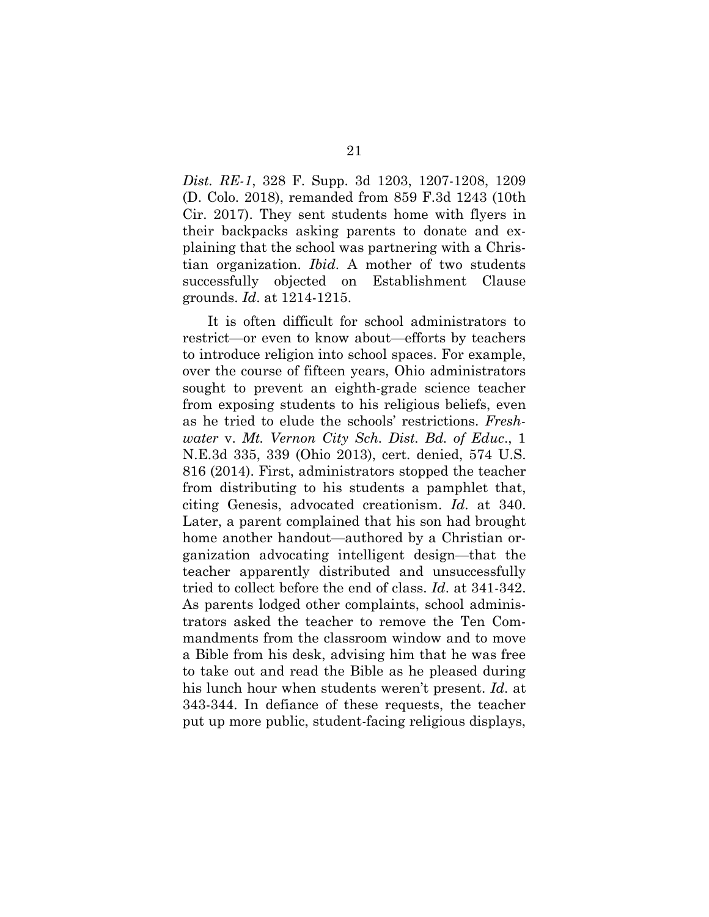*Dist. RE-1*, 328 F. Supp. 3d 1203, 1207-1208, 1209 (D. Colo. 2018), remanded from 859 F.3d 1243 (10th Cir. 2017). They sent students home with flyers in their backpacks asking parents to donate and explaining that the school was partnering with a Christian organization. *Ibid*. A mother of two students successfully objected on Establishment Clause grounds. *Id*. at 1214-1215.

It is often difficult for school administrators to restrict—or even to know about—efforts by teachers to introduce religion into school spaces. For example, over the course of fifteen years, Ohio administrators sought to prevent an eighth-grade science teacher from exposing students to his religious beliefs, even as he tried to elude the schools' restrictions. *Freshwater* v. *Mt. Vernon City Sch. Dist. Bd. of Educ*., 1 N.E.3d 335, 339 (Ohio 2013), cert. denied, 574 U.S. 816 (2014). First, administrators stopped the teacher from distributing to his students a pamphlet that, citing Genesis, advocated creationism. *Id*. at 340. Later, a parent complained that his son had brought home another handout—authored by a Christian organization advocating intelligent design—that the teacher apparently distributed and unsuccessfully tried to collect before the end of class. *Id*. at 341-342. As parents lodged other complaints, school administrators asked the teacher to remove the Ten Commandments from the classroom window and to move a Bible from his desk, advising him that he was free to take out and read the Bible as he pleased during his lunch hour when students weren't present. *Id*. at 343-344. In defiance of these requests, the teacher put up more public, student-facing religious displays,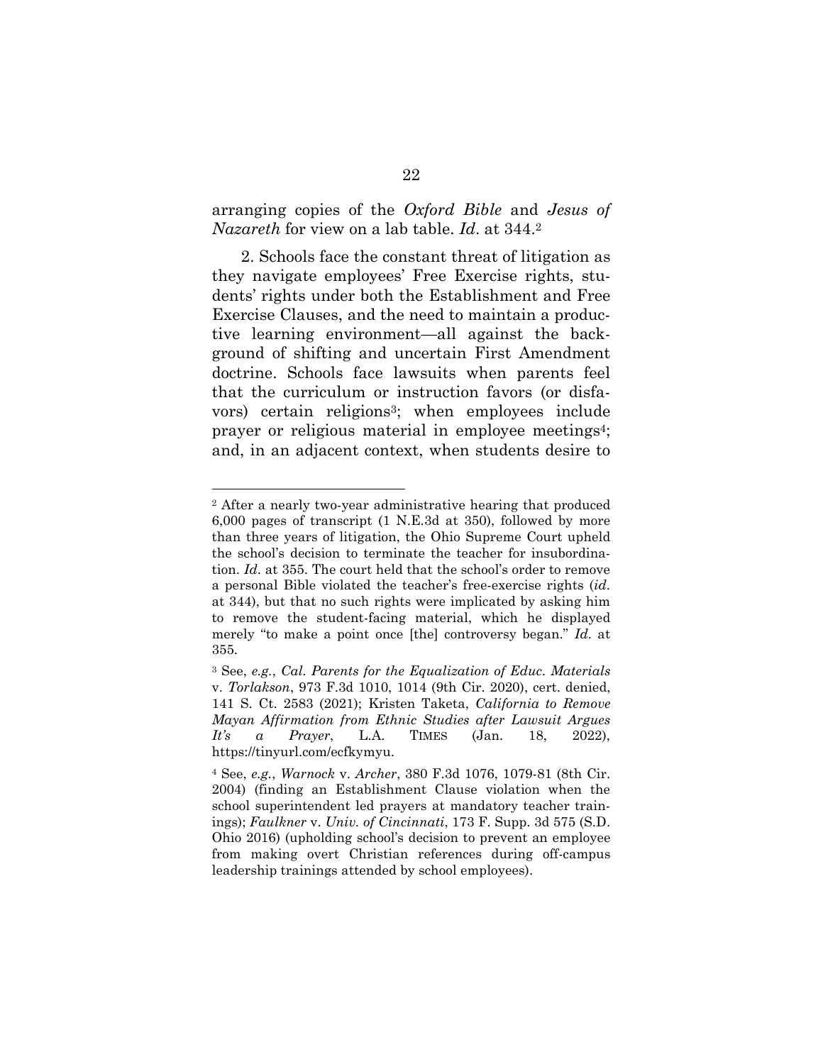arranging copies of the *Oxford Bible* and *Jesus of Nazareth* for view on a lab table. *Id*. at 344.[2]

2. Schools face the constant threat of litigation as they navigate employees' Free Exercise rights, students' rights under both the Establishment and Free Exercise Clauses, and the need to maintain a productive learning environment—all against the background of shifting and uncertain First Amendment doctrine. Schools face lawsuits when parents feel that the curriculum or instruction favors (or disfavors) certain religions[3]; when employees include prayer or religious material in employee meetings[4]; and, in an adjacent context, when students desire to

---

[2] After a nearly two-year administrative hearing that produced 6,000 pages of transcript (1 N.E.3d at 350), followed by more than three years of litigation, the Ohio Supreme Court upheld the school's decision to terminate the teacher for insubordination. *Id*. at 355. The court held that the school's order to remove a personal Bible violated the teacher's free-exercise rights (*id*. at 344), but that no such rights were implicated by asking him to remove the student-facing material, which he displayed merely "to make a point once [the] controversy began." *Id*. at 355.

[3] See, *e.g.*, *Cal. Parents for the Equalization of Educ. Materials* v. *Torlakson*, 973 F.3d 1010, 1014 (9th Cir. 2020), cert. denied, 141 S. Ct. 2583 (2021); Kristen Taketa, *California to Remove Mayan Affirmation from Ethnic Studies after Lawsuit Argues It's a Prayer*, L.A. TIMES (Jan. 18, 2022), https://tinyurl.com/ecfkymyu.

[4] See, *e.g.*, *Warnock* v. *Archer*, 380 F.3d 1076, 1079-81 (8th Cir. 2004) (finding an Establishment Clause violation when the school superintendent led prayers at mandatory teacher trainings); *Faulkner* v. *Univ. of Cincinnati*, 173 F. Supp. 3d 575 (S.D. Ohio 2016) (upholding school's decision to prevent an employee from making overt Christian references during off-campus leadership trainings attended by school employees).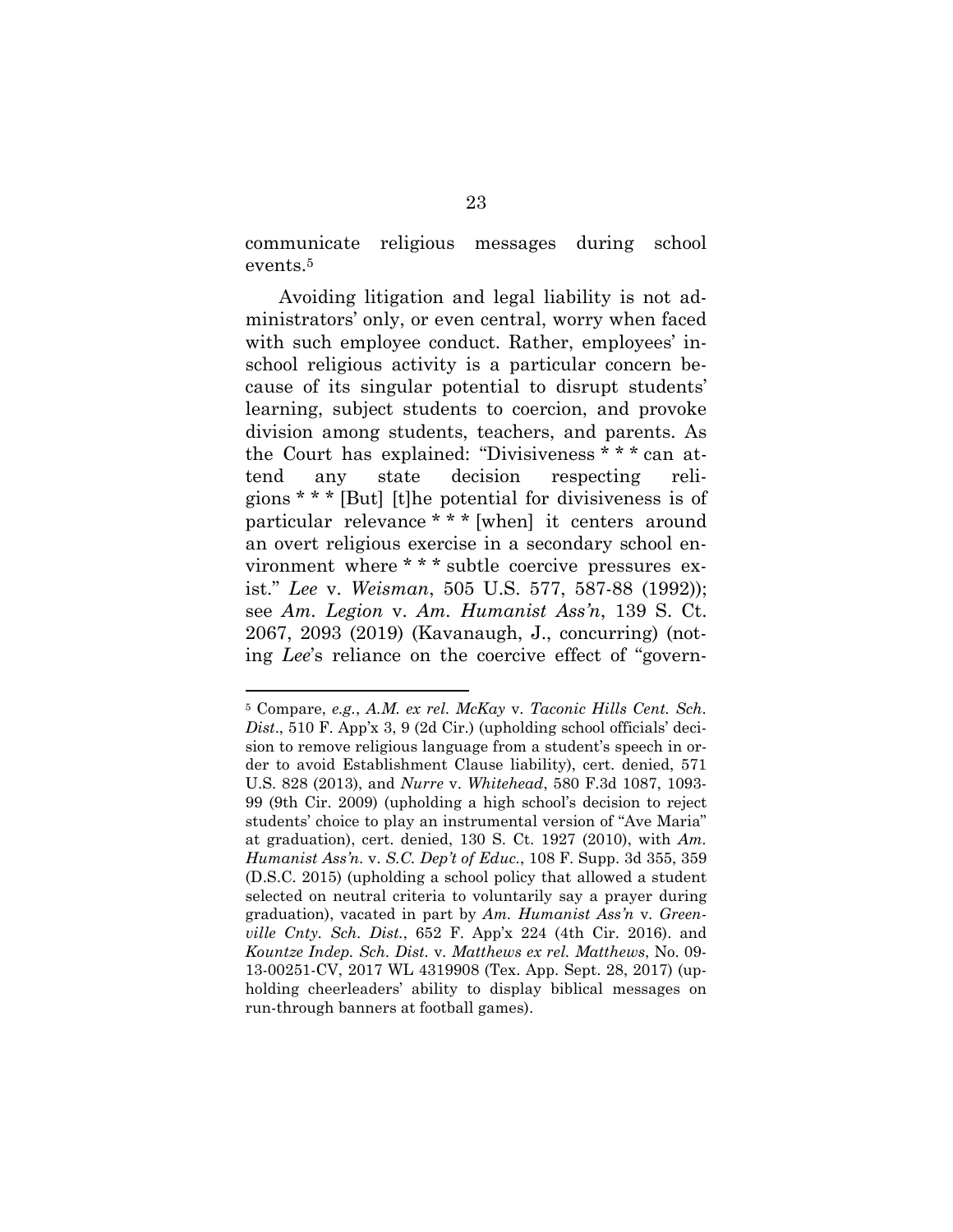communicate religious messages during school events.[5]

Avoiding litigation and legal liability is not administrators' only, or even central, worry when faced with such employee conduct. Rather, employees' in-school religious activity is a particular concern because of its singular potential to disrupt students' learning, subject students to coercion, and provoke division among students, teachers, and parents. As the Court has explained: "Divisiveness * * * can attend any state decision respecting religions * * * [But] [t]he potential for divisiveness is of particular relevance * * * [when] it centers around an overt religious exercise in a secondary school environment where * * * subtle coercive pressures exist." *Lee* v. *Weisman*, 505 U.S. 577, 587-88 (1992)); see *Am. Legion* v. *Am. Humanist Ass'n*, 139 S. Ct. 2067, 2093 (2019) (Kavanaugh, J., concurring) (noting *Lee*'s reliance on the coercive effect of "govern-

---

[5] Compare, *e.g.*, *A.M. ex rel. McKay* v. *Taconic Hills Cent. Sch. Dist*., 510 F. App'x 3, 9 (2d Cir.) (upholding school officials' decision to remove religious language from a student's speech in order to avoid Establishment Clause liability), cert. denied, 571 U.S. 828 (2013), and *Nurre* v. *Whitehead*, 580 F.3d 1087, 1093-99 (9th Cir. 2009) (upholding a high school's decision to reject students' choice to play an instrumental version of "Ave Maria" at graduation), cert. denied, 130 S. Ct. 1927 (2010), with *Am. Humanist Ass'n.* v. *S.C. Dep't of Educ.*, 108 F. Supp. 3d 355, 359 (D.S.C. 2015) (upholding a school policy that allowed a student selected on neutral criteria to voluntarily say a prayer during graduation), vacated in part by *Am. Humanist Ass'n* v. *Greenville Cnty. Sch. Dist.*, 652 F. App'x 224 (4th Cir. 2016). and *Kountze Indep. Sch. Dist.* v. *Matthews ex rel. Matthews*, No. 09-13-00251-CV, 2017 WL 4319908 (Tex. App. Sept. 28, 2017) (upholding cheerleaders' ability to display biblical messages on run-through banners at football games).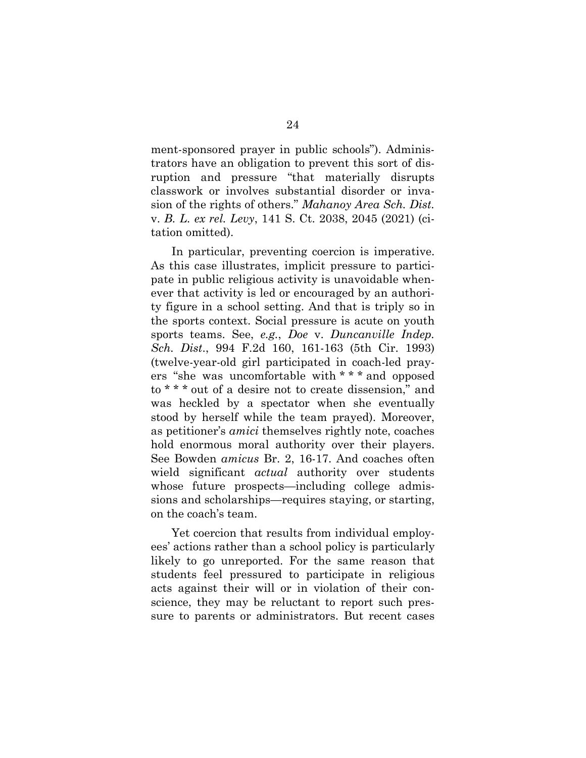ment-sponsored prayer in public schools"). Administrators have an obligation to prevent this sort of disruption and pressure "that materially disrupts classwork or involves substantial disorder or invasion of the rights of others." *Mahanoy Area Sch. Dist.* v. *B. L. ex rel. Levy*, 141 S. Ct. 2038, 2045 (2021) (citation omitted).

In particular, preventing coercion is imperative. As this case illustrates, implicit pressure to participate in public religious activity is unavoidable whenever that activity is led or encouraged by an authority figure in a school setting. And that is triply so in the sports context. Social pressure is acute on youth sports teams. See, *e.g.*, *Doe* v. *Duncanville Indep. Sch. Dist.*, 994 F.2d 160, 161-163 (5th Cir. 1993) (twelve-year-old girl participated in coach-led prayers "she was uncomfortable with * * * and opposed to * * * out of a desire not to create dissension," and was heckled by a spectator when she eventually stood by herself while the team prayed). Moreover, as petitioner's *amici* themselves rightly note, coaches hold enormous moral authority over their players. See Bowden *amicus* Br. 2, 16-17. And coaches often wield significant *actual* authority over students whose future prospects—including college admissions and scholarships—requires staying, or starting, on the coach's team.

Yet coercion that results from individual employees' actions rather than a school policy is particularly likely to go unreported. For the same reason that students feel pressured to participate in religious acts against their will or in violation of their conscience, they may be reluctant to report such pressure to parents or administrators. But recent cases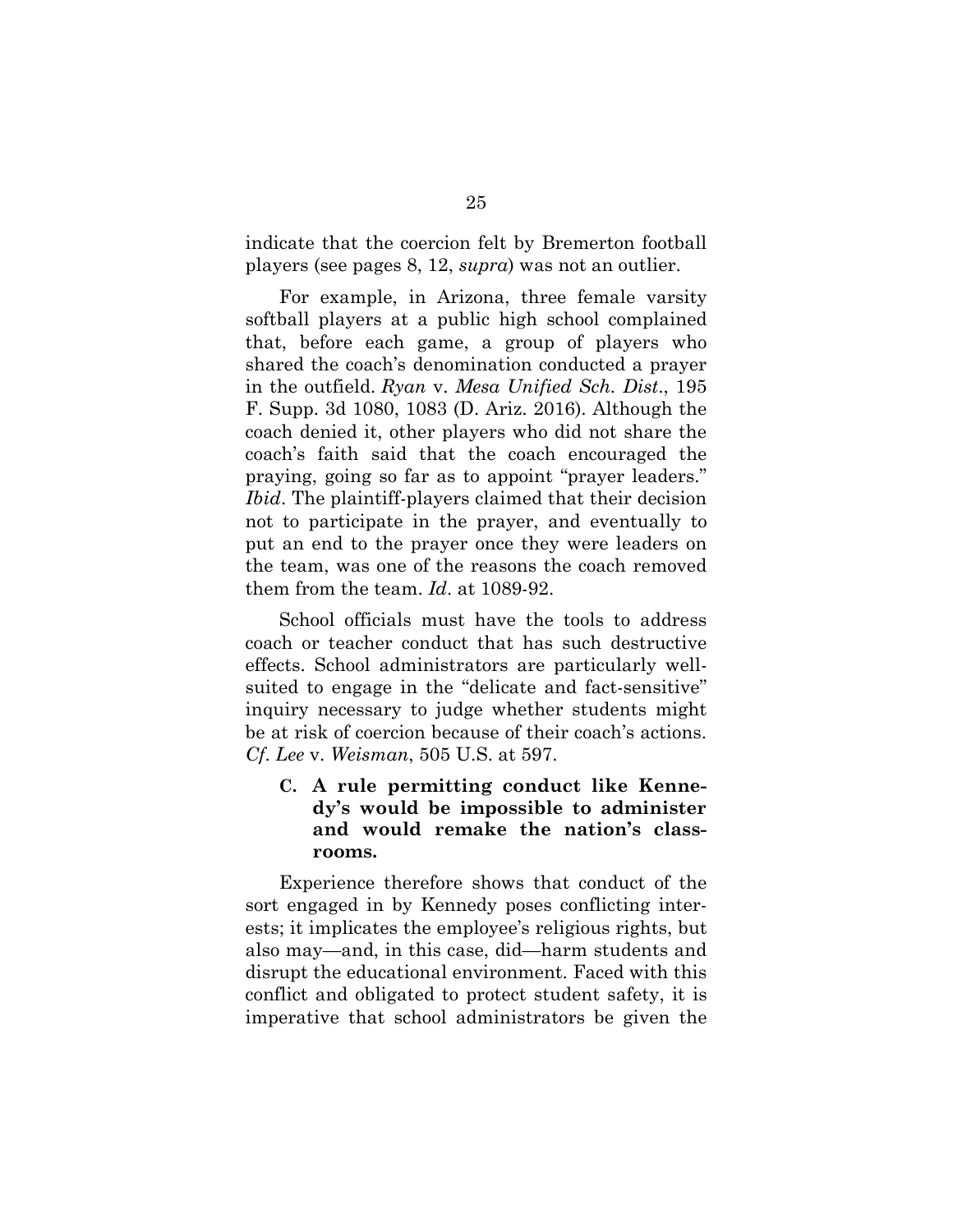indicate that the coercion felt by Bremerton football players (see pages 8, 12, *supra*) was not an outlier.

For example, in Arizona, three female varsity softball players at a public high school complained that, before each game, a group of players who shared the coach's denomination conducted a prayer in the outfield. *Ryan* v. *Mesa Unified Sch. Dist*., 195 F. Supp. 3d 1080, 1083 (D. Ariz. 2016). Although the coach denied it, other players who did not share the coach's faith said that the coach encouraged the praying, going so far as to appoint "prayer leaders." *Ibid*. The plaintiff-players claimed that their decision not to participate in the prayer, and eventually to put an end to the prayer once they were leaders on the team, was one of the reasons the coach removed them from the team. *Id*. at 1089-92.

School officials must have the tools to address coach or teacher conduct that has such destructive effects. School administrators are particularly well-suited to engage in the "delicate and fact-sensitive" inquiry necessary to judge whether students might be at risk of coercion because of their coach's actions. *Cf*. *Lee* v. *Weisman*, 505 U.S. at 597.

### C. A rule permitting conduct like Kennedy's would be impossible to administer and would remake the nation's classrooms.

Experience therefore shows that conduct of the sort engaged in by Kennedy poses conflicting interests; it implicates the employee's religious rights, but also may—and, in this case, did—harm students and disrupt the educational environment. Faced with this conflict and obligated to protect student safety, it is imperative that school administrators be given the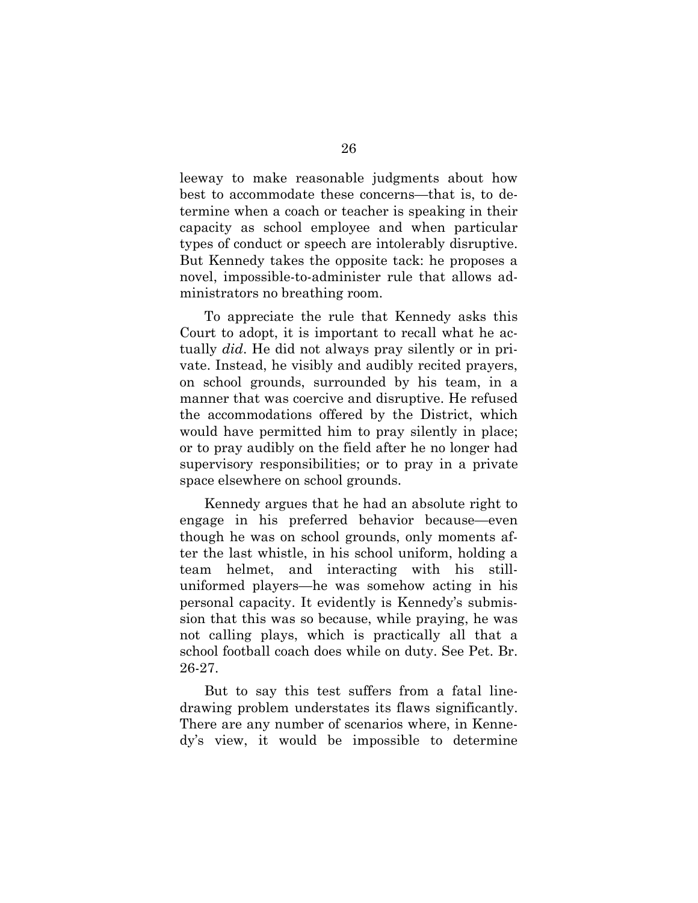leeway to make reasonable judgments about how best to accommodate these concerns—that is, to determine when a coach or teacher is speaking in their capacity as school employee and when particular types of conduct or speech are intolerably disruptive. But Kennedy takes the opposite tack: he proposes a novel, impossible-to-administer rule that allows administrators no breathing room.

To appreciate the rule that Kennedy asks this Court to adopt, it is important to recall what he actually *did*. He did not always pray silently or in private. Instead, he visibly and audibly recited prayers, on school grounds, surrounded by his team, in a manner that was coercive and disruptive. He refused the accommodations offered by the District, which would have permitted him to pray silently in place; or to pray audibly on the field after he no longer had supervisory responsibilities; or to pray in a private space elsewhere on school grounds.

Kennedy argues that he had an absolute right to engage in his preferred behavior because—even though he was on school grounds, only moments after the last whistle, in his school uniform, holding a team helmet, and interacting with his still-uniformed players—he was somehow acting in his personal capacity. It evidently is Kennedy's submission that this was so because, while praying, he was not calling plays, which is practically all that a school football coach does while on duty. See Pet. Br. 26-27.

But to say this test suffers from a fatal line-drawing problem understates its flaws significantly. There are any number of scenarios where, in Kennedy's view, it would be impossible to determine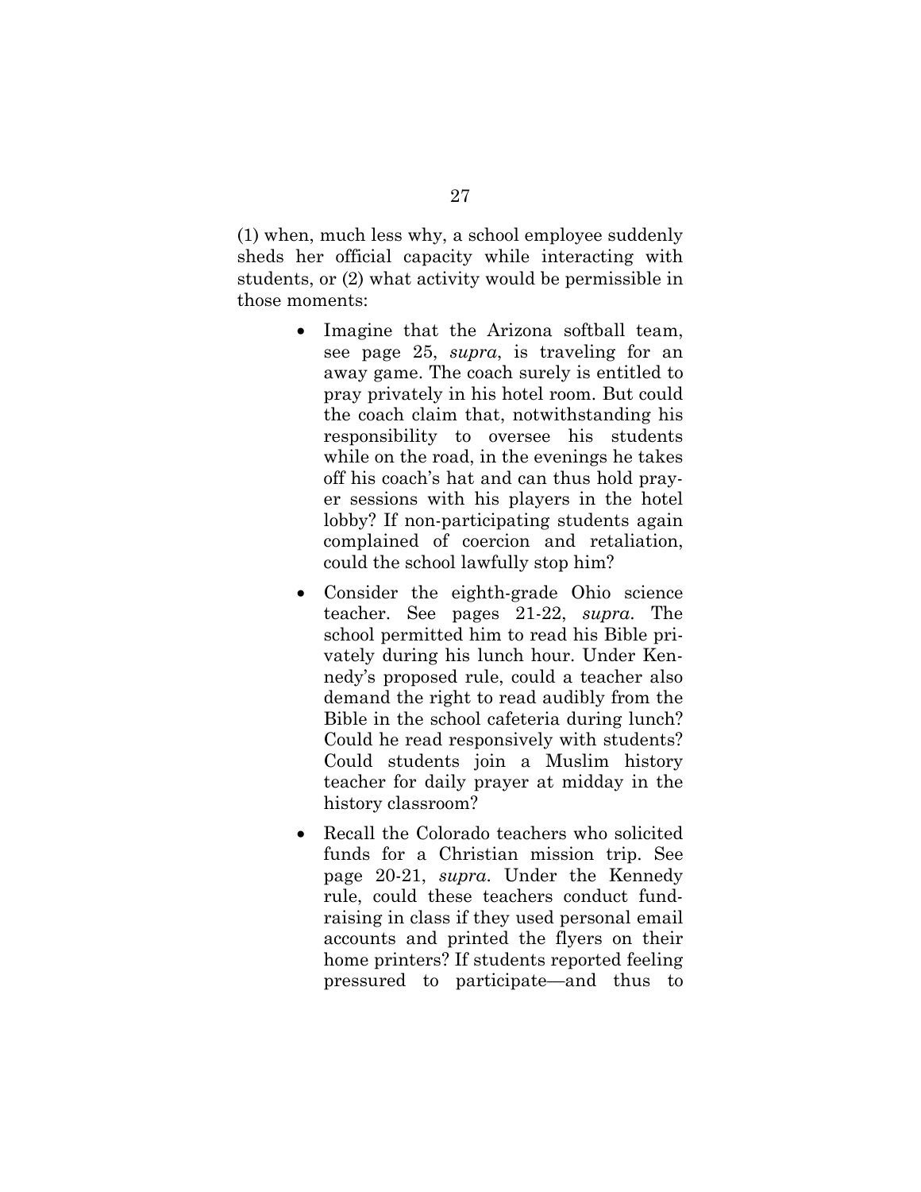(1) when, much less why, a school employee suddenly sheds her official capacity while interacting with students, or (2) what activity would be permissible in those moments:

- Imagine that the Arizona softball team, see page 25, *supra*, is traveling for an away game. The coach surely is entitled to pray privately in his hotel room. But could the coach claim that, notwithstanding his responsibility to oversee his students while on the road, in the evenings he takes off his coach's hat and can thus hold prayer sessions with his players in the hotel lobby? If non-participating students again complained of coercion and retaliation, could the school lawfully stop him?
- Consider the eighth-grade Ohio science teacher. See pages 21-22, *supra*. The school permitted him to read his Bible privately during his lunch hour. Under Kennedy's proposed rule, could a teacher also demand the right to read audibly from the Bible in the school cafeteria during lunch? Could he read responsively with students? Could students join a Muslim history teacher for daily prayer at midday in the history classroom?
- Recall the Colorado teachers who solicited funds for a Christian mission trip. See page 20-21, *supra*. Under the Kennedy rule, could these teachers conduct fundraising in class if they used personal email accounts and printed the flyers on their home printers? If students reported feeling pressured to participate—and thus to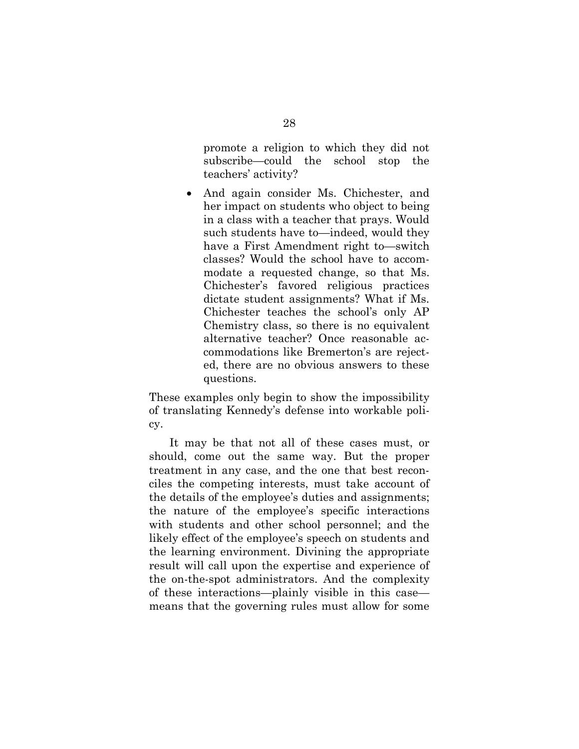promote a religion to which they did not subscribe—could the school stop the teachers' activity?

- And again consider Ms. Chichester, and her impact on students who object to being in a class with a teacher that prays. Would such students have to—indeed, would they have a First Amendment right to—switch classes? Would the school have to accommodate a requested change, so that Ms. Chichester's favored religious practices dictate student assignments? What if Ms. Chichester teaches the school's only AP Chemistry class, so there is no equivalent alternative teacher? Once reasonable accommodations like Bremerton's are rejected, there are no obvious answers to these questions.

These examples only begin to show the impossibility of translating Kennedy's defense into workable policy.

It may be that not all of these cases must, or should, come out the same way. But the proper treatment in any case, and the one that best reconciles the competing interests, must take account of the details of the employee's duties and assignments; the nature of the employee's specific interactions with students and other school personnel; and the likely effect of the employee's speech on students and the learning environment. Divining the appropriate result will call upon the expertise and experience of the on-the-spot administrators. And the complexity of these interactions—plainly visible in this case—means that the governing rules must allow for some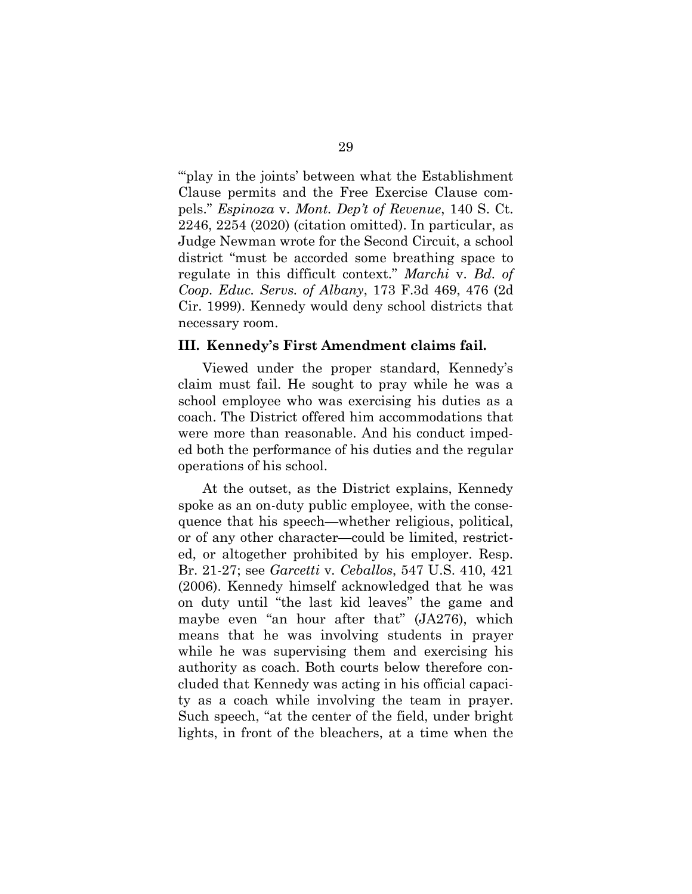"'play in the joints' between what the Establishment Clause permits and the Free Exercise Clause compels." *Espinoza* v. *Mont. Dep't of Revenue*, 140 S. Ct. 2246, 2254 (2020) (citation omitted). In particular, as Judge Newman wrote for the Second Circuit, a school district "must be accorded some breathing space to regulate in this difficult context." *Marchi* v. *Bd. of Coop. Educ. Servs. of Albany*, 173 F.3d 469, 476 (2d Cir. 1999). Kennedy would deny school districts that necessary room.

### III. Kennedy's First Amendment claims fail.

Viewed under the proper standard, Kennedy's claim must fail. He sought to pray while he was a school employee who was exercising his duties as a coach. The District offered him accommodations that were more than reasonable. And his conduct impeded both the performance of his duties and the regular operations of his school.

At the outset, as the District explains, Kennedy spoke as an on-duty public employee, with the consequence that his speech—whether religious, political, or of any other character—could be limited, restricted, or altogether prohibited by his employer. Resp. Br. 21-27; see *Garcetti* v. *Ceballos*, 547 U.S. 410, 421 (2006). Kennedy himself acknowledged that he was on duty until "the last kid leaves" the game and maybe even "an hour after that" (JA276), which means that he was involving students in prayer while he was supervising them and exercising his authority as coach. Both courts below therefore concluded that Kennedy was acting in his official capacity as a coach while involving the team in prayer. Such speech, "at the center of the field, under bright lights, in front of the bleachers, at a time when the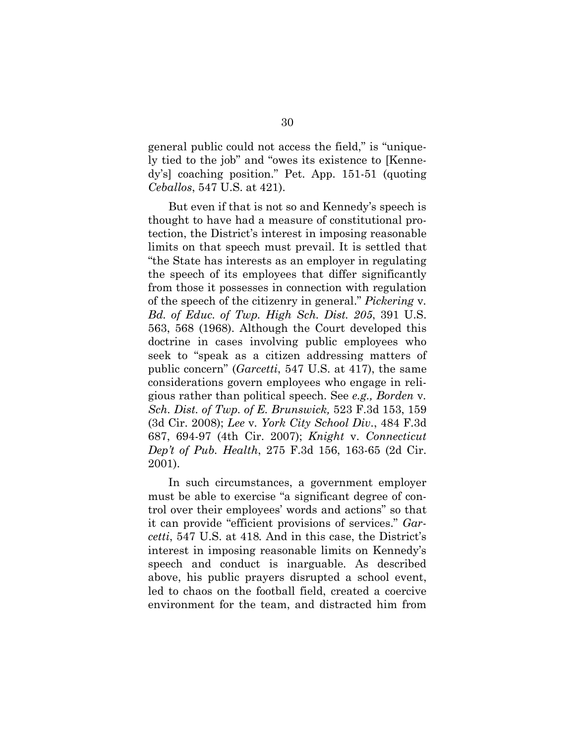general public could not access the field," is "uniquely tied to the job" and "owes its existence to [Kennedy's] coaching position." Pet. App. 151-51 (quoting *Ceballos*, 547 U.S. at 421).

But even if that is not so and Kennedy's speech is thought to have had a measure of constitutional protection, the District's interest in imposing reasonable limits on that speech must prevail. It is settled that "the State has interests as an employer in regulating the speech of its employees that differ significantly from those it possesses in connection with regulation of the speech of the citizenry in general." *Pickering* v. *Bd. of Educ. of Twp. High Sch. Dist. 205*, 391 U.S. 563, 568 (1968). Although the Court developed this doctrine in cases involving public employees who seek to "speak as a citizen addressing matters of public concern" (*Garcetti*, 547 U.S. at 417), the same considerations govern employees who engage in religious rather than political speech. See *e.g., Borden* v. *Sch. Dist. of Twp. of E. Brunswick,* 523 F.3d 153, 159 (3d Cir. 2008); *Lee* v. *York City School Div.*, 484 F.3d 687, 694-97 (4th Cir. 2007); *Knight* v. *Connecticut Dep't of Pub. Health*, 275 F.3d 156, 163-65 (2d Cir. 2001).

In such circumstances, a government employer must be able to exercise "a significant degree of control over their employees' words and actions" so that it can provide "efficient provisions of services." *Garcetti*, 547 U.S. at 418. And in this case, the District's interest in imposing reasonable limits on Kennedy's speech and conduct is inarguable. As described above, his public prayers disrupted a school event, led to chaos on the football field, created a coercive environment for the team, and distracted him from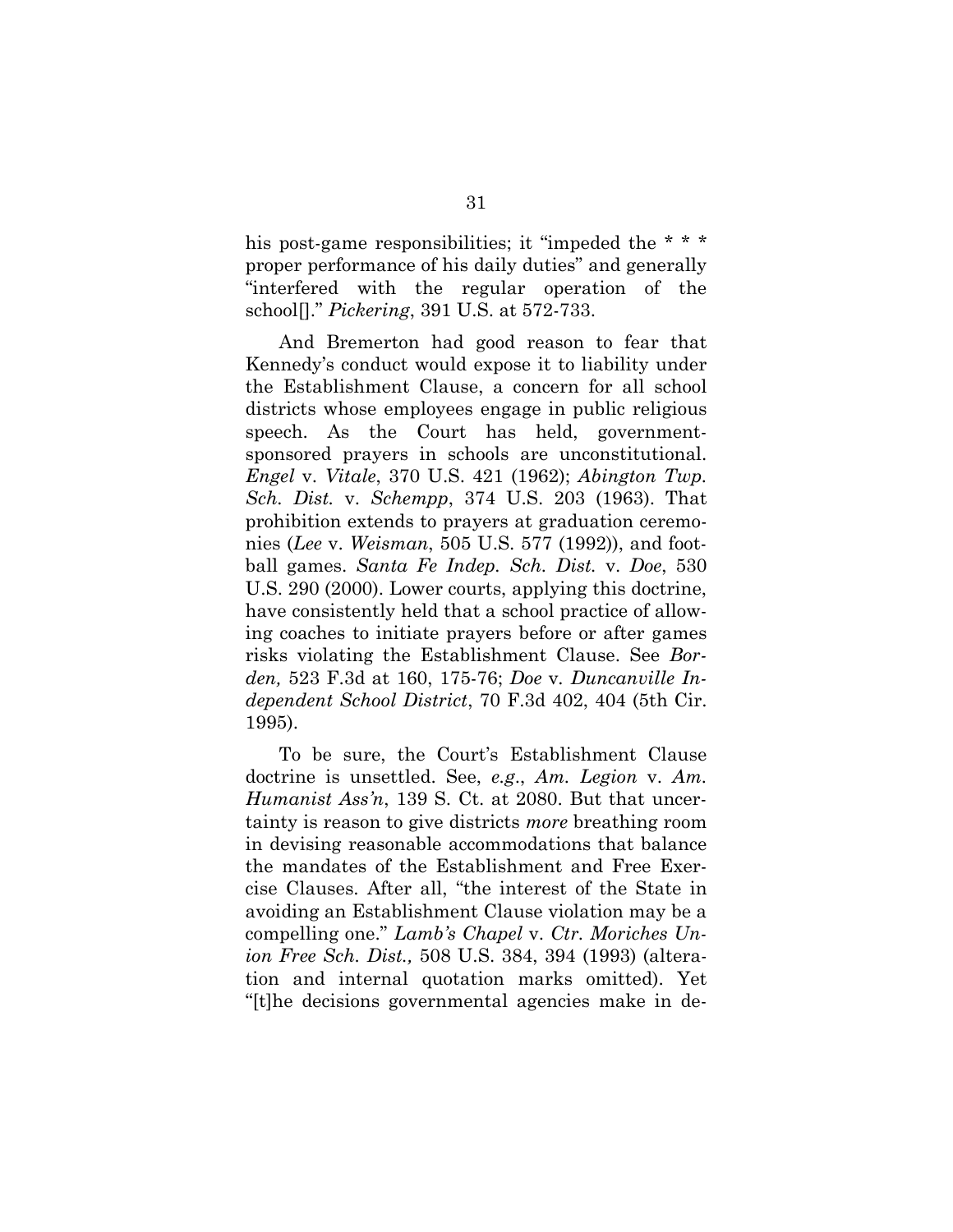his post-game responsibilities; it "impeded the * * * proper performance of his daily duties" and generally "interfered with the regular operation of the school[]." *Pickering*, 391 U.S. at 572-733.

And Bremerton had good reason to fear that Kennedy's conduct would expose it to liability under the Establishment Clause, a concern for all school districts whose employees engage in public religious speech. As the Court has held, government-sponsored prayers in schools are unconstitutional. *Engel* v. *Vitale*, 370 U.S. 421 (1962); *Abington Twp. Sch. Dist.* v. *Schempp*, 374 U.S. 203 (1963). That prohibition extends to prayers at graduation ceremonies (*Lee* v. *Weisman*, 505 U.S. 577 (1992)), and football games. *Santa Fe Indep. Sch. Dist.* v. *Doe*, 530 U.S. 290 (2000). Lower courts, applying this doctrine, have consistently held that a school practice of allowing coaches to initiate prayers before or after games risks violating the Establishment Clause. See *Borden,* 523 F.3d at 160, 175-76; *Doe* v. *Duncanville Independent School District*, 70 F.3d 402, 404 (5th Cir. 1995).

To be sure, the Court's Establishment Clause doctrine is unsettled. See, *e.g.*, *Am. Legion* v. *Am. Humanist Ass'n*, 139 S. Ct. at 2080. But that uncertainty is reason to give districts *more* breathing room in devising reasonable accommodations that balance the mandates of the Establishment and Free Exercise Clauses. After all, "the interest of the State in avoiding an Establishment Clause violation may be a compelling one." *Lamb's Chapel* v. *Ctr. Moriches Union Free Sch. Dist.,* 508 U.S. 384, 394 (1993) (alteration and internal quotation marks omitted). Yet "[t]he decisions governmental agencies make in de-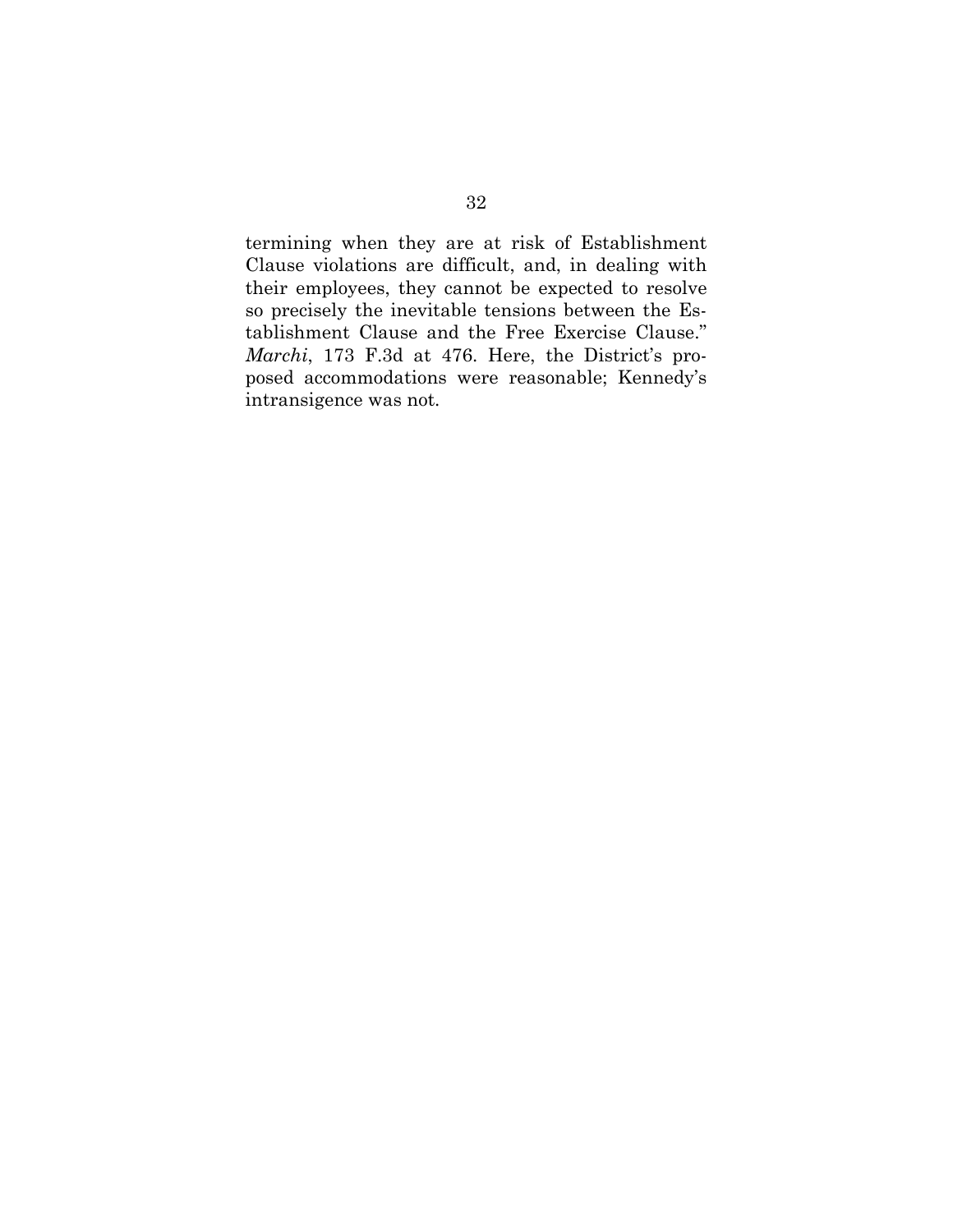termining when they are at risk of Establishment Clause violations are difficult, and, in dealing with their employees, they cannot be expected to resolve so precisely the inevitable tensions between the Establishment Clause and the Free Exercise Clause." *Marchi*, 173 F.3d at 476. Here, the District's proposed accommodations were reasonable; Kennedy's intransigence was not.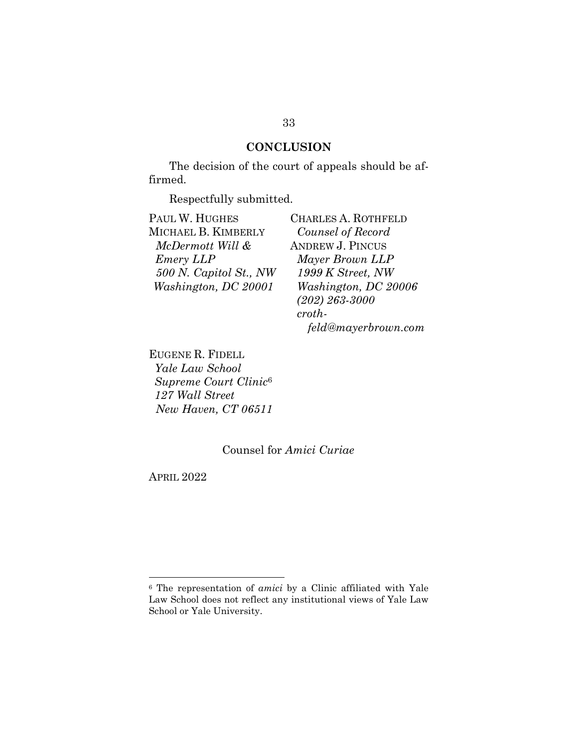## CONCLUSION

The decision of the court of appeals should be affirmed.

Respectfully submitted.

PAUL W. HUGHES
MICHAEL B. KIMBERLY
*McDermott Will & Emery LLP*
*500 N. Capitol St., NW*
*Washington, DC 20001*

CHARLES A. ROTHFELD
*Counsel of Record*
ANDREW J. PINCUS
*Mayer Brown LLP*
*1999 K Street, NW*
*Washington, DC 20006*
*(202) 263-3000*
*crothfeld@mayerbrown.com*

EUGENE R. FIDELL
*Yale Law School*
*Supreme Court Clinic*[6]
*127 Wall Street*
*New Haven, CT 06511*

Counsel for *Amici Curiae*

APRIL 2022

---

[6] The representation of *amici* by a Clinic affiliated with Yale Law School does not reflect any institutional views of Yale Law School or Yale University.